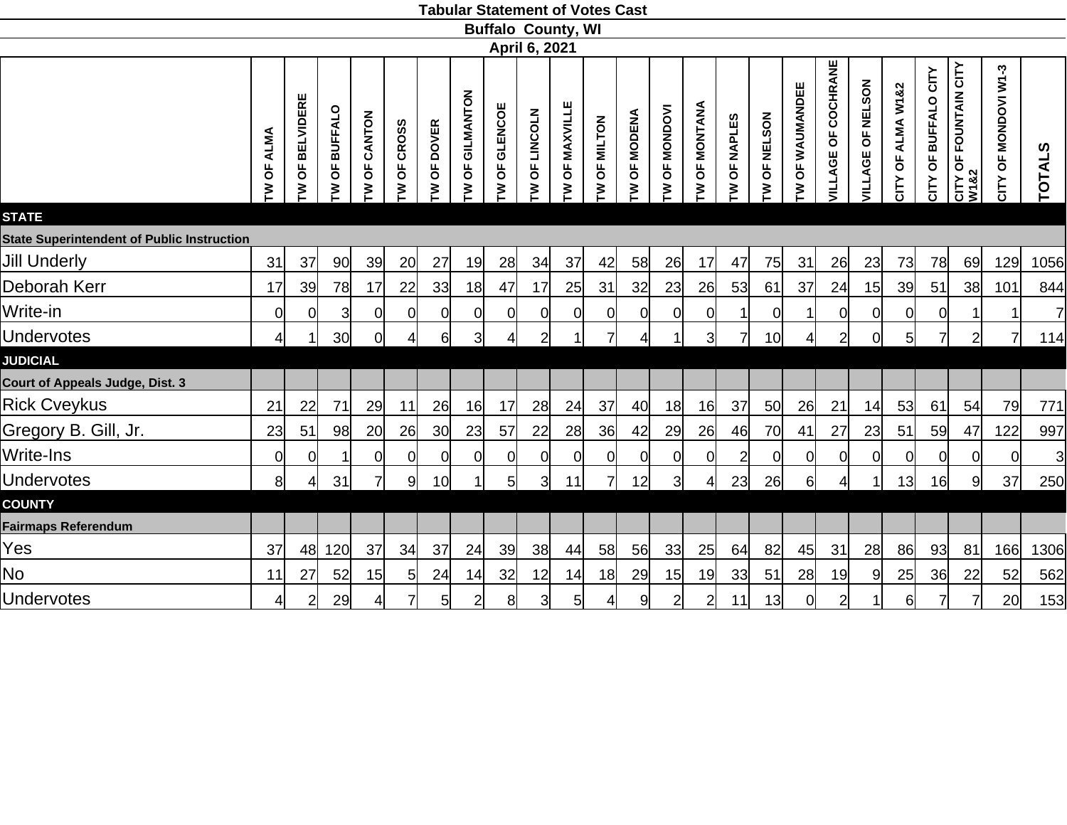# Tabular Statement of Votes Cast

## Buffalo County, WI

### April 6, 2021

| | TW OF ALMA | TW OF BELVIDERE | TW OF BUFFALO | TW OF CANTON | TW OF CROSS | TW OF DOVER | TW OF GILMANTON | TW OF GLENCOE | TW OF LINCOLN | TW OF MAXVILLE | TW OF MILTON | TW OF MODENA | TW OF MONDOVI | TW OF MONTANA | TW OF NAPLES | TW OF NELSON | TW OF WAUMANDEE | VILLAGE OF COCHRANE | VILLAGE OF NELSON | CITY OF ALMA W1&2 | CITY OF BUFFALO CITY | CITY OF FOUNTAIN CITY W1&2 | CITY OF MONDOVI W1-3 | TOTALS |
|---|---|---|---|---|---|---|---|---|---|---|---|---|---|---|---|---|---|---|---|---|---|---|---|---|
| **STATE** | | | | | | | | | | | | | | | | | | | | | | | | |
| **State Superintendent of Public Instruction** | | | | | | | | | | | | | | | | | | | | | | | | |
| Jill Underly | 31 | 37 | 90 | 39 | 20 | 27 | 19 | 28 | 34 | 37 | 42 | 58 | 26 | 17 | 47 | 75 | 31 | 26 | 23 | 73 | 78 | 69 | 129 | 1056 |
| Deborah Kerr | 17 | 39 | 78 | 17 | 22 | 33 | 18 | 47 | 17 | 25 | 31 | 32 | 23 | 26 | 53 | 61 | 37 | 24 | 15 | 39 | 51 | 38 | 101 | 844 |
| Write-in | 0 | 0 | 3 | 0 | 0 | 0 | 0 | 0 | 0 | 0 | 0 | 0 | 0 | 0 | 1 | 0 | 1 | 0 | 0 | 0 | 0 | 1 | 1 | 7 |
| Undervotes | 4 | 1 | 30 | 0 | 4 | 6 | 3 | 4 | 2 | 1 | 7 | 4 | 1 | 3 | 7 | 10 | 4 | 2 | 0 | 5 | 7 | 2 | 7 | 114 |
| **JUDICIAL** | | | | | | | | | | | | | | | | | | | | | | | | |
| **Court of Appeals Judge, Dist. 3** | | | | | | | | | | | | | | | | | | | | | | | | |
| Rick Cveykus | 21 | 22 | 71 | 29 | 11 | 26 | 16 | 17 | 28 | 24 | 37 | 40 | 18 | 16 | 37 | 50 | 26 | 21 | 14 | 53 | 61 | 54 | 79 | 771 |
| Gregory B. Gill, Jr. | 23 | 51 | 98 | 20 | 26 | 30 | 23 | 57 | 22 | 28 | 36 | 42 | 29 | 26 | 46 | 70 | 41 | 27 | 23 | 51 | 59 | 47 | 122 | 997 |
| Write-Ins | 0 | 0 | 1 | 0 | 0 | 0 | 0 | 0 | 0 | 0 | 0 | 0 | 0 | 0 | 2 | 0 | 0 | 0 | 0 | 0 | 0 | 0 | 0 | 3 |
| Undervotes | 8 | 4 | 31 | 7 | 9 | 10 | 1 | 5 | 3 | 11 | 7 | 12 | 3 | 4 | 23 | 26 | 6 | 4 | 1 | 13 | 16 | 9 | 37 | 250 |
| **COUNTY** | | | | | | | | | | | | | | | | | | | | | | | | |
| **Fairmaps Referendum** | | | | | | | | | | | | | | | | | | | | | | | | |
| Yes | 37 | 48 | 120 | 37 | 34 | 37 | 24 | 39 | 38 | 44 | 58 | 56 | 33 | 25 | 64 | 82 | 45 | 31 | 28 | 86 | 93 | 81 | 166 | 1306 |
| No | 11 | 27 | 52 | 15 | 5 | 24 | 14 | 32 | 12 | 14 | 18 | 29 | 15 | 19 | 33 | 51 | 28 | 19 | 9 | 25 | 36 | 22 | 52 | 562 |
| Undervotes | 4 | 2 | 29 | 4 | 7 | 5 | 2 | 8 | 3 | 5 | 4 | 9 | 2 | 2 | 11 | 13 | 0 | 2 | 1 | 6 | 7 | 7 | 20 | 153 |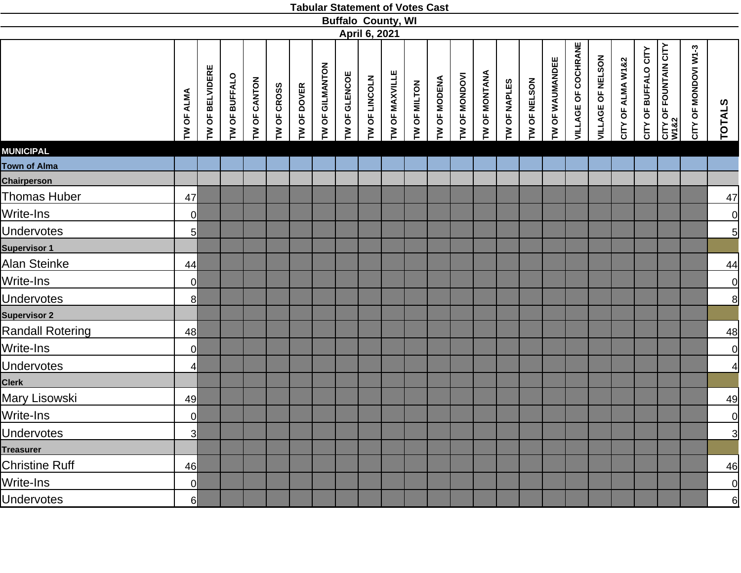# Tabular Statement of Votes Cast

## Buffalo County, WI

## April 6, 2021

| | TW OF ALMA | TW OF BELVIDERE | TW OF BUFFALO | TW OF CANTON | TW OF CROSS | TW OF DOVER | TW OF GILMANTON | TW OF GLENCOE | TW OF LINCOLN | TW OF MAXVILLE | TW OF MILTON | TW OF MODENA | TW OF MONDOVI | TW OF MONTANA | TW OF NAPLES | TW OF NELSON | TW OF WAUMANDEE | VILLAGE OF COCHRANE | VILLAGE OF NELSON | CITY OF ALMA W1&2 | CITY OF BUFFALO CITY | CITY OF FOUNTAIN CITY W1&2 | CITY OF MONDOVI W1-3 | TOTALS |
|---|---|---|---|---|---|---|---|---|---|---|---|---|---|---|---|---|---|---|---|---|---|---|---|---|
| **MUNICIPAL** | | | | | | | | | | | | | | | | | | | | | | | | |
| **Town of Alma** | | | | | | | | | | | | | | | | | | | | | | | | |
| **Chairperson** | | | | | | | | | | | | | | | | | | | | | | | | |
| Thomas Huber | 47 | | | | | | | | | | | | | | | | | | | | | | | 47 |
| Write-Ins | 0 | | | | | | | | | | | | | | | | | | | | | | | 0 |
| Undervotes | 5 | | | | | | | | | | | | | | | | | | | | | | | 5 |
| **Supervisor 1** | | | | | | | | | | | | | | | | | | | | | | | | |
| Alan Steinke | 44 | | | | | | | | | | | | | | | | | | | | | | | 44 |
| Write-Ins | 0 | | | | | | | | | | | | | | | | | | | | | | | 0 |
| Undervotes | 8 | | | | | | | | | | | | | | | | | | | | | | | 8 |
| **Supervisor 2** | | | | | | | | | | | | | | | | | | | | | | | | |
| Randall Rotering | 48 | | | | | | | | | | | | | | | | | | | | | | | 48 |
| Write-Ins | 0 | | | | | | | | | | | | | | | | | | | | | | | 0 |
| Undervotes | 4 | | | | | | | | | | | | | | | | | | | | | | | 4 |
| **Clerk** | | | | | | | | | | | | | | | | | | | | | | | | |
| Mary Lisowski | 49 | | | | | | | | | | | | | | | | | | | | | | | 49 |
| Write-Ins | 0 | | | | | | | | | | | | | | | | | | | | | | | 0 |
| Undervotes | 3 | | | | | | | | | | | | | | | | | | | | | | | 3 |
| **Treasurer** | | | | | | | | | | | | | | | | | | | | | | | | |
| Christine Ruff | 46 | | | | | | | | | | | | | | | | | | | | | | | 46 |
| Write-Ins | 0 | | | | | | | | | | | | | | | | | | | | | | | 0 |
| Undervotes | 6 | | | | | | | | | | | | | | | | | | | | | | | 6 |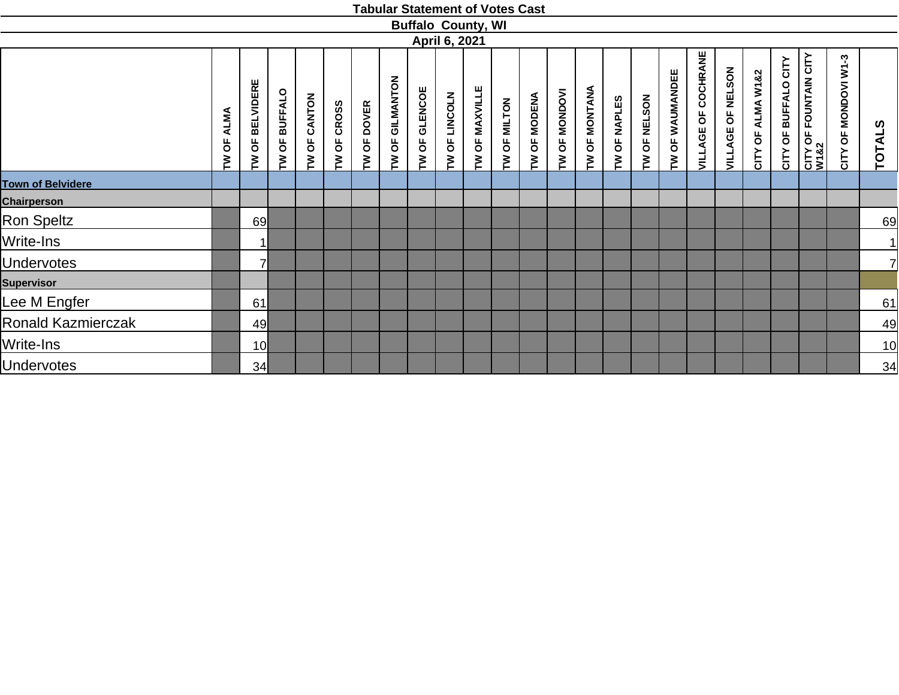# Tabular Statement of Votes Cast

## Buffalo County, WI

### April 6, 2021

| | TW OF ALMA | TW OF BELVIDERE | TW OF BUFFALO | TW OF CANTON | TW OF CROSS | TW OF DOVER | TW OF GILMANTON | TW OF GLENCOE | TW OF LINCOLN | TW OF MAXVILLE | TW OF MILTON | TW OF MODENA | TW OF MONDOVI | TW OF MONTANA | TW OF NAPLES | TW OF NELSON | TW OF WAUMANDEE | VILLAGE OF COCHRANE | VILLAGE OF NELSON | CITY OF ALMA W1&2 | CITY OF BUFFALO CITY | CITY OF FOUNTAIN CITY W1&2 | CITY OF MONDOVI W1-3 | TOTALS |
|---|---|---|---|---|---|---|---|---|---|---|---|---|---|---|---|---|---|---|---|---|---|---|---|---|
| **Town of Belvidere** | | | | | | | | | | | | | | | | | | | | | | | | |
| **Chairperson** | | | | | | | | | | | | | | | | | | | | | | | | |
| Ron Speltz | | 69 | | | | | | | | | | | | | | | | | | | | | | 69 |
| Write-Ins | | 1 | | | | | | | | | | | | | | | | | | | | | | 1 |
| Undervotes | | 7 | | | | | | | | | | | | | | | | | | | | | | 7 |
| **Supervisor** | | | | | | | | | | | | | | | | | | | | | | | | |
| Lee M Engfer | | 61 | | | | | | | | | | | | | | | | | | | | | | 61 |
| Ronald Kazmierczak | | 49 | | | | | | | | | | | | | | | | | | | | | | 49 |
| Write-Ins | | 10 | | | | | | | | | | | | | | | | | | | | | | 10 |
| Undervotes | | 34 | | | | | | | | | | | | | | | | | | | | | | 34 |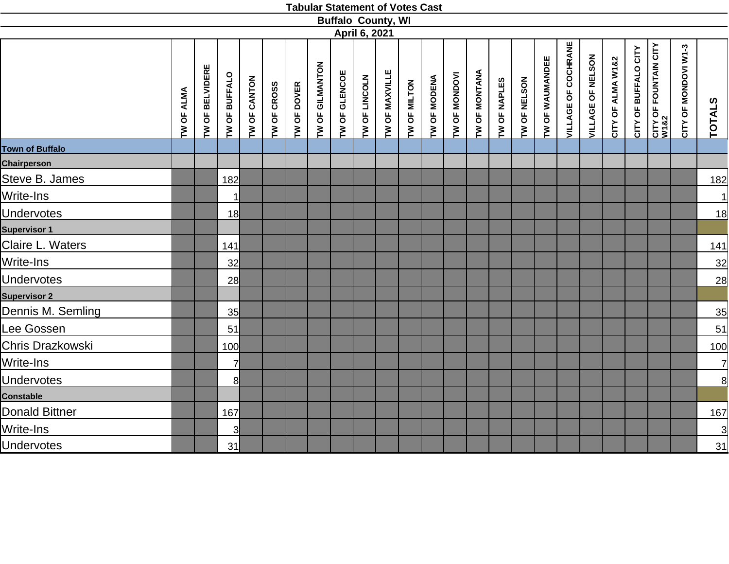**Tabular Statement of Votes Cast**

**Buffalo County, WI**

**April 6, 2021**

| | TW OF ALMA | TW OF BELVIDERE | TW OF BUFFALO | TW OF CANTON | TW OF CROSS | TW OF DOVER | TW OF GILMANTON | TW OF GLENCOE | TW OF LINCOLN | TW OF MAXVILLE | TW OF MILTON | TW OF MODENA | TW OF MONDOVI | TW OF MONTANA | TW OF NAPLES | TW OF NELSON | TW OF WAUMANDEE | VILLAGE OF COCHRANE | VILLAGE OF NELSON | CITY OF ALMA W1&2 | CITY OF BUFFALO CITY | CITY OF FOUNTAIN CITY W1&2 | CITY OF MONDOVI W1-3 | TOTALS |
|---|---|---|---|---|---|---|---|---|---|---|---|---|---|---|---|---|---|---|---|---|---|---|---|---|
| **Town of Buffalo** | | | | | | | | | | | | | | | | | | | | | | | | |
| **Chairperson** | | | | | | | | | | | | | | | | | | | | | | | | |
| Steve B. James | | | 182 | | | | | | | | | | | | | | | | | | | | | 182 |
| Write-Ins | | | 1 | | | | | | | | | | | | | | | | | | | | | 1 |
| Undervotes | | | 18 | | | | | | | | | | | | | | | | | | | | | 18 |
| **Supervisor 1** | | | | | | | | | | | | | | | | | | | | | | | | |
| Claire L. Waters | | | 141 | | | | | | | | | | | | | | | | | | | | | 141 |
| Write-Ins | | | 32 | | | | | | | | | | | | | | | | | | | | | 32 |
| Undervotes | | | 28 | | | | | | | | | | | | | | | | | | | | | 28 |
| **Supervisor 2** | | | | | | | | | | | | | | | | | | | | | | | | |
| Dennis M. Semling | | | 35 | | | | | | | | | | | | | | | | | | | | | 35 |
| Lee Gossen | | | 51 | | | | | | | | | | | | | | | | | | | | | 51 |
| Chris Drazkowski | | | 100 | | | | | | | | | | | | | | | | | | | | | 100 |
| Write-Ins | | | 7 | | | | | | | | | | | | | | | | | | | | | 7 |
| Undervotes | | | 8 | | | | | | | | | | | | | | | | | | | | | 8 |
| **Constable** | | | | | | | | | | | | | | | | | | | | | | | | |
| Donald Bittner | | | 167 | | | | | | | | | | | | | | | | | | | | | 167 |
| Write-Ins | | | 3 | | | | | | | | | | | | | | | | | | | | | 3 |
| Undervotes | | | 31 | | | | | | | | | | | | | | | | | | | | | 31 |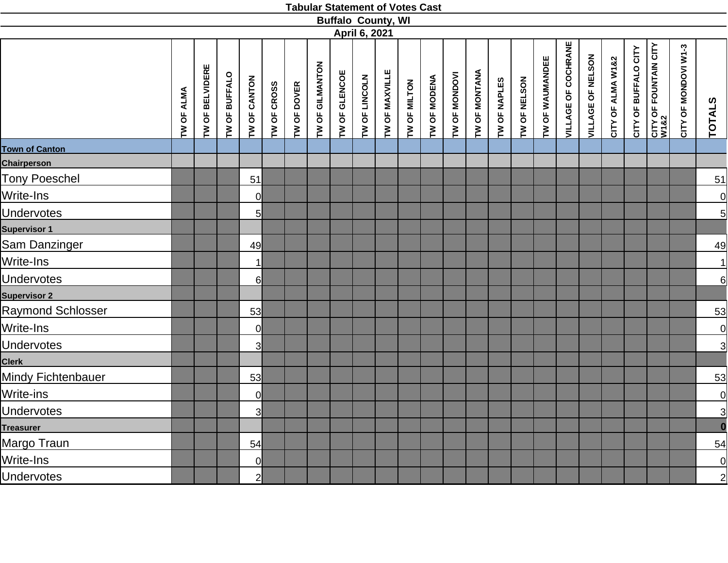# Tabular Statement of Votes Cast

## Buffalo County, WI

### April 6, 2021

| | TW OF ALMA | TW OF BELVIDERE | TW OF BUFFALO | TW OF CANTON | TW OF CROSS | TW OF DOVER | TW OF GILMANTON | TW OF GLENCOE | TW OF LINCOLN | TW OF MAXVILLE | TW OF MILTON | TW OF MODENA | TW OF MONDOVI | TW OF MONTANA | TW OF NAPLES | TW OF NELSON | TW OF WAUMANDEE | VILLAGE OF COCHRANE | VILLAGE OF NELSON | CITY OF ALMA W1&2 | CITY OF BUFFALO CITY | CITY OF FOUNTAIN CITY W1&2 | CITY OF MONDOVI W1-3 | TOTALS |
|---|---|---|---|---|---|---|---|---|---|---|---|---|---|---|---|---|---|---|---|---|---|---|---|---|
| **Town of Canton** | | | | | | | | | | | | | | | | | | | | | | | | |
| **Chairperson** | | | | | | | | | | | | | | | | | | | | | | | | |
| Tony Poeschel | | | | 51 | | | | | | | | | | | | | | | | | | | | 51 |
| Write-Ins | | | | 0 | | | | | | | | | | | | | | | | | | | | 0 |
| Undervotes | | | | 5 | | | | | | | | | | | | | | | | | | | | 5 |
| **Supervisor 1** | | | | | | | | | | | | | | | | | | | | | | | | |
| Sam Danzinger | | | | 49 | | | | | | | | | | | | | | | | | | | | 49 |
| Write-Ins | | | | 1 | | | | | | | | | | | | | | | | | | | | 1 |
| Undervotes | | | | 6 | | | | | | | | | | | | | | | | | | | | 6 |
| **Supervisor 2** | | | | | | | | | | | | | | | | | | | | | | | | |
| Raymond Schlosser | | | | 53 | | | | | | | | | | | | | | | | | | | | 53 |
| Write-Ins | | | | 0 | | | | | | | | | | | | | | | | | | | | 0 |
| Undervotes | | | | 3 | | | | | | | | | | | | | | | | | | | | 3 |
| **Clerk** | | | | | | | | | | | | | | | | | | | | | | | | |
| Mindy Fichtenbauer | | | | 53 | | | | | | | | | | | | | | | | | | | | 53 |
| Write-ins | | | | 0 | | | | | | | | | | | | | | | | | | | | 0 |
| Undervotes | | | | 3 | | | | | | | | | | | | | | | | | | | | 3 |
| **Treasurer** | | | | | | | | | | | | | | | | | | | | | | | | **0** |
| Margo Traun | | | | 54 | | | | | | | | | | | | | | | | | | | | 54 |
| Write-Ins | | | | 0 | | | | | | | | | | | | | | | | | | | | 0 |
| Undervotes | | | | 2 | | | | | | | | | | | | | | | | | | | | 2 |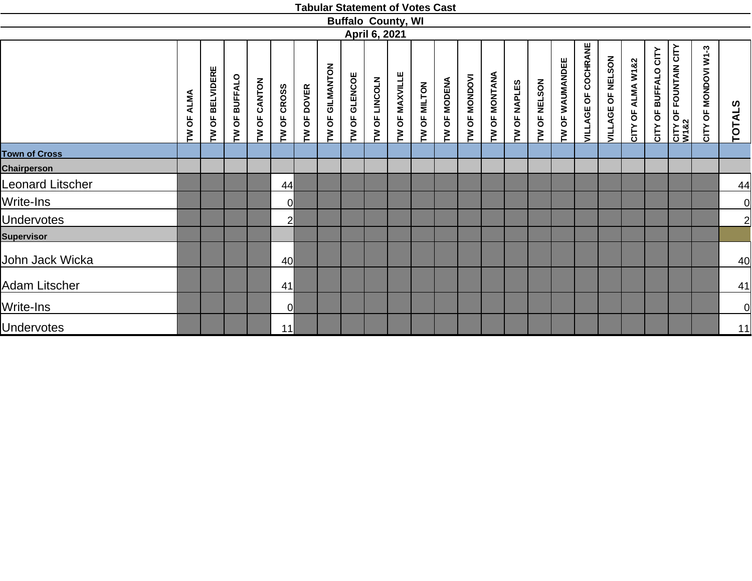**Tabular Statement of Votes Cast**

**Buffalo County, WI**

**April 6, 2021**

| | TW OF ALMA | TW OF BELVIDERE | TW OF BUFFALO | TW OF CANTON | TW OF CROSS | TW OF DOVER | TW OF GILMANTON | TW OF GLENCOE | TW OF LINCOLN | TW OF MAXVILLE | TW OF MILTON | TW OF MODENA | TW OF MONDOVI | TW OF MONTANA | TW OF NAPLES | TW OF NELSON | TW OF WAUMANDEE | VILLAGE OF COCHRANE | VILLAGE OF NELSON | CITY OF ALMA W1&2 | CITY OF BUFFALO CITY | CITY OF FOUNTAIN CITY W1&2 | CITY OF MONDOVI W1-3 | TOTALS |
|---|---|---|---|---|---|---|---|---|---|---|---|---|---|---|---|---|---|---|---|---|---|---|---|---|
| **Town of Cross** | | | | | | | | | | | | | | | | | | | | | | | | |
| **Chairperson** | | | | | | | | | | | | | | | | | | | | | | | | |
| Leonard Litscher | | | | | 44 | | | | | | | | | | | | | | | | | | | 44 |
| Write-Ins | | | | | 0 | | | | | | | | | | | | | | | | | | | 0 |
| Undervotes | | | | | 2 | | | | | | | | | | | | | | | | | | | 2 |
| **Supervisor** | | | | | | | | | | | | | | | | | | | | | | | | |
| John Jack Wicka | | | | | 40 | | | | | | | | | | | | | | | | | | | 40 |
| Adam Litscher | | | | | 41 | | | | | | | | | | | | | | | | | | | 41 |
| Write-Ins | | | | | 0 | | | | | | | | | | | | | | | | | | | 0 |
| Undervotes | | | | | 11 | | | | | | | | | | | | | | | | | | | 11 |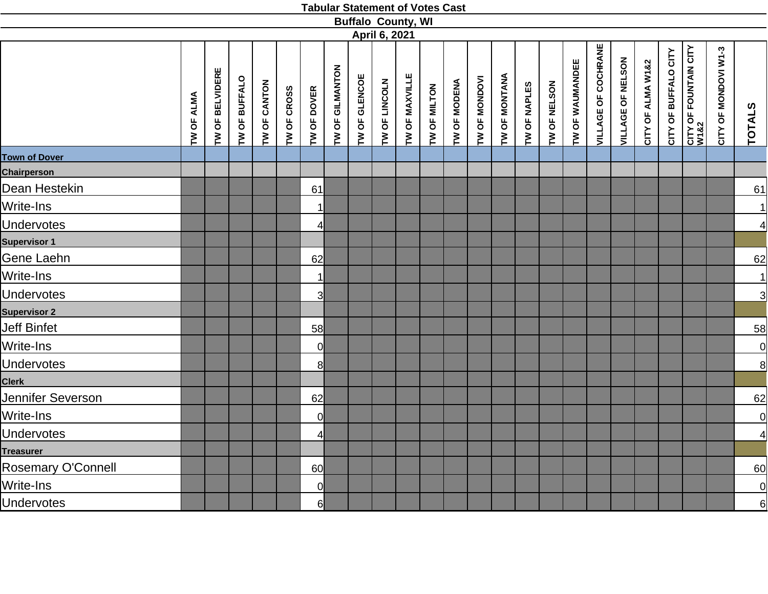# Tabular Statement of Votes Cast

## Buffalo County, WI

## April 6, 2021

| | TW OF ALMA | TW OF BELVIDERE | TW OF BUFFALO | TW OF CANTON | TW OF CROSS | TW OF DOVER | TW OF GILMANTON | TW OF GLENCOE | TW OF LINCOLN | TW OF MAXVILLE | TW OF MILTON | TW OF MODENA | TW OF MONDOVI | TW OF MONTANA | TW OF NAPLES | TW OF NELSON | TW OF WAUMANDEE | VILLAGE OF COCHRANE | VILLAGE OF NELSON | CITY OF ALMA W1&2 | CITY OF BUFFALO CITY | CITY OF FOUNTAIN CITY W1&2 | CITY OF MONDOVI W1-3 | TOTALS |
|---|---|---|---|---|---|---|---|---|---|---|---|---|---|---|---|---|---|---|---|---|---|---|---|---|
| **Town of Dover** | | | | | | | | | | | | | | | | | | | | | | | | |
| **Chairperson** | | | | | | | | | | | | | | | | | | | | | | | | |
| Dean Hestekin | | | | | | 61 | | | | | | | | | | | | | | | | | | 61 |
| Write-Ins | | | | | | 1 | | | | | | | | | | | | | | | | | | 1 |
| Undervotes | | | | | | 4 | | | | | | | | | | | | | | | | | | 4 |
| **Supervisor 1** | | | | | | | | | | | | | | | | | | | | | | | | |
| Gene Laehn | | | | | | 62 | | | | | | | | | | | | | | | | | | 62 |
| Write-Ins | | | | | | 1 | | | | | | | | | | | | | | | | | | 1 |
| Undervotes | | | | | | 3 | | | | | | | | | | | | | | | | | | 3 |
| **Supervisor 2** | | | | | | | | | | | | | | | | | | | | | | | | |
| Jeff Binfet | | | | | | 58 | | | | | | | | | | | | | | | | | | 58 |
| Write-Ins | | | | | | 0 | | | | | | | | | | | | | | | | | | 0 |
| Undervotes | | | | | | 8 | | | | | | | | | | | | | | | | | | 8 |
| **Clerk** | | | | | | | | | | | | | | | | | | | | | | | | |
| Jennifer Severson | | | | | | 62 | | | | | | | | | | | | | | | | | | 62 |
| Write-Ins | | | | | | 0 | | | | | | | | | | | | | | | | | | 0 |
| Undervotes | | | | | | 4 | | | | | | | | | | | | | | | | | | 4 |
| **Treasurer** | | | | | | | | | | | | | | | | | | | | | | | | |
| Rosemary O'Connell | | | | | | 60 | | | | | | | | | | | | | | | | | | 60 |
| Write-Ins | | | | | | 0 | | | | | | | | | | | | | | | | | | 0 |
| Undervotes | | | | | | 6 | | | | | | | | | | | | | | | | | | 6 |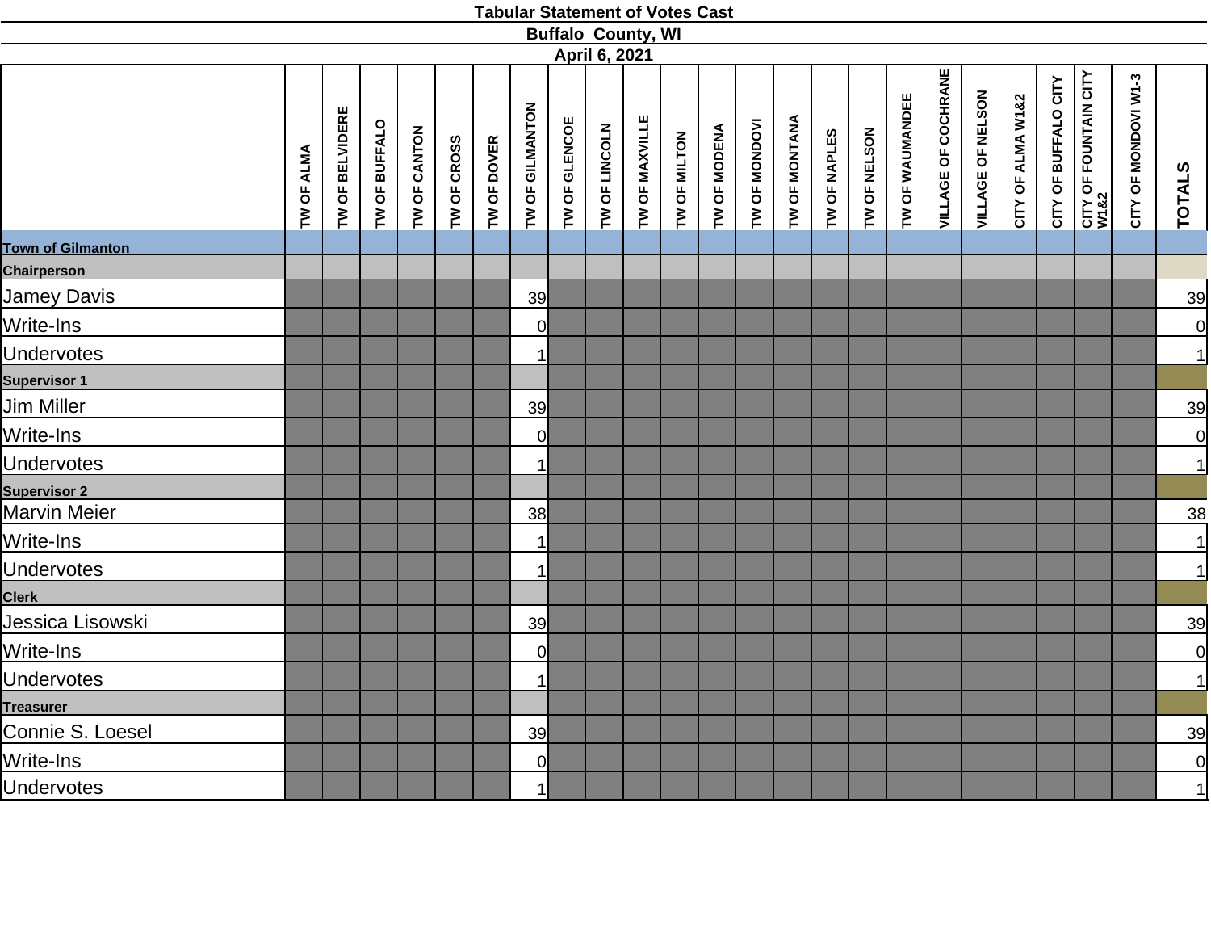# Tabular Statement of Votes Cast

## Buffalo County, WI

### April 6, 2021

| | TW OF ALMA | TW OF BELVIDERE | TW OF BUFFALO | TW OF CANTON | TW OF CROSS | TW OF DOVER | TW OF GILMANTON | TW OF GLENCOE | TW OF LINCOLN | TW OF MAXVILLE | TW OF MILTON | TW OF MODENA | TW OF MONDOVI | TW OF MONTANA | TW OF NAPLES | TW OF NELSON | TW OF WAUMANDEE | VILLAGE OF COCHRANE | VILLAGE OF NELSON | CITY OF ALMA W1&2 | CITY OF BUFFALO CITY | CITY OF FOUNTAIN CITY W1&2 | CITY OF MONDOVI W1-3 | TOTALS |
|---|---|---|---|---|---|---|---|---|---|---|---|---|---|---|---|---|---|---|---|---|---|---|---|---|
| **Town of Gilmanton** | | | | | | | | | | | | | | | | | | | | | | | | |
| **Chairperson** | | | | | | | | | | | | | | | | | | | | | | | | |
| Jamey Davis | | | | | | | 39 | | | | | | | | | | | | | | | | | 39 |
| Write-Ins | | | | | | | 0 | | | | | | | | | | | | | | | | | 0 |
| Undervotes | | | | | | | 1 | | | | | | | | | | | | | | | | | 1 |
| **Supervisor 1** | | | | | | | | | | | | | | | | | | | | | | | | |
| Jim Miller | | | | | | | 39 | | | | | | | | | | | | | | | | | 39 |
| Write-Ins | | | | | | | 0 | | | | | | | | | | | | | | | | | 0 |
| Undervotes | | | | | | | 1 | | | | | | | | | | | | | | | | | 1 |
| **Supervisor 2** | | | | | | | | | | | | | | | | | | | | | | | | |
| Marvin Meier | | | | | | | 38 | | | | | | | | | | | | | | | | | 38 |
| Write-Ins | | | | | | | 1 | | | | | | | | | | | | | | | | | 1 |
| Undervotes | | | | | | | 1 | | | | | | | | | | | | | | | | | 1 |
| **Clerk** | | | | | | | | | | | | | | | | | | | | | | | | |
| Jessica Lisowski | | | | | | | 39 | | | | | | | | | | | | | | | | | 39 |
| Write-Ins | | | | | | | 0 | | | | | | | | | | | | | | | | | 0 |
| Undervotes | | | | | | | 1 | | | | | | | | | | | | | | | | | 1 |
| **Treasurer** | | | | | | | | | | | | | | | | | | | | | | | | |
| Connie S. Loesel | | | | | | | 39 | | | | | | | | | | | | | | | | | 39 |
| Write-Ins | | | | | | | 0 | | | | | | | | | | | | | | | | | 0 |
| Undervotes | | | | | | | 1 | | | | | | | | | | | | | | | | | 1 |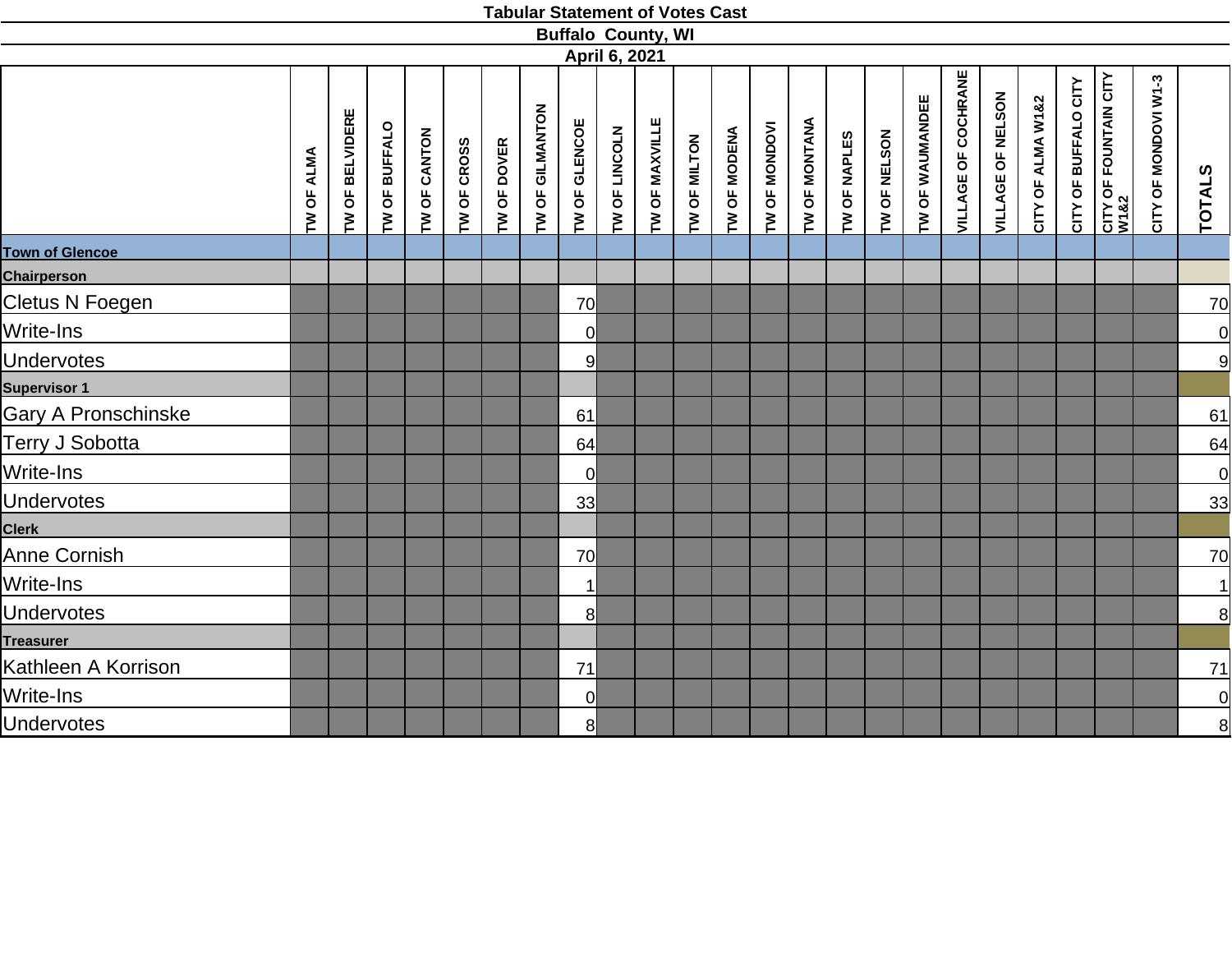# Tabular Statement of Votes Cast

## Buffalo County, WI

### April 6, 2021

| | TW OF ALMA | TW OF BELVIDERE | TW OF BUFFALO | TW OF CANTON | TW OF CROSS | TW OF DOVER | TW OF GILMANTON | TW OF GLENCOE | TW OF LINCOLN | TW OF MAXVILLE | TW OF MILTON | TW OF MODENA | TW OF MONDOVI | TW OF MONTANA | TW OF NAPLES | TW OF NELSON | TW OF WAUMANDEE | VILLAGE OF COCHRANE | VILLAGE OF NELSON | CITY OF ALMA W1&2 | CITY OF BUFFALO CITY | CITY OF FOUNTAIN CITY W1&2 | CITY OF MONDOVI W1-3 | TOTALS |
|---|---|---|---|---|---|---|---|---|---|---|---|---|---|---|---|---|---|---|---|---|---|---|---|---|
| **Town of Glencoe** | | | | | | | | | | | | | | | | | | | | | | | | |
| **Chairperson** | | | | | | | | | | | | | | | | | | | | | | | | |
| Cletus N Foegen | | | | | | | | 70 | | | | | | | | | | | | | | | | 70 |
| Write-Ins | | | | | | | | 0 | | | | | | | | | | | | | | | | 0 |
| Undervotes | | | | | | | | 9 | | | | | | | | | | | | | | | | 9 |
| **Supervisor 1** | | | | | | | | | | | | | | | | | | | | | | | | |
| Gary A Pronschinske | | | | | | | | 61 | | | | | | | | | | | | | | | | 61 |
| Terry J Sobotta | | | | | | | | 64 | | | | | | | | | | | | | | | | 64 |
| Write-Ins | | | | | | | | 0 | | | | | | | | | | | | | | | | 0 |
| Undervotes | | | | | | | | 33 | | | | | | | | | | | | | | | | 33 |
| **Clerk** | | | | | | | | | | | | | | | | | | | | | | | | |
| Anne Cornish | | | | | | | | 70 | | | | | | | | | | | | | | | | 70 |
| Write-Ins | | | | | | | | 1 | | | | | | | | | | | | | | | | 1 |
| Undervotes | | | | | | | | 8 | | | | | | | | | | | | | | | | 8 |
| **Treasurer** | | | | | | | | | | | | | | | | | | | | | | | | |
| Kathleen A Korrison | | | | | | | | 71 | | | | | | | | | | | | | | | | 71 |
| Write-Ins | | | | | | | | 0 | | | | | | | | | | | | | | | | 0 |
| Undervotes | | | | | | | | 8 | | | | | | | | | | | | | | | | 8 |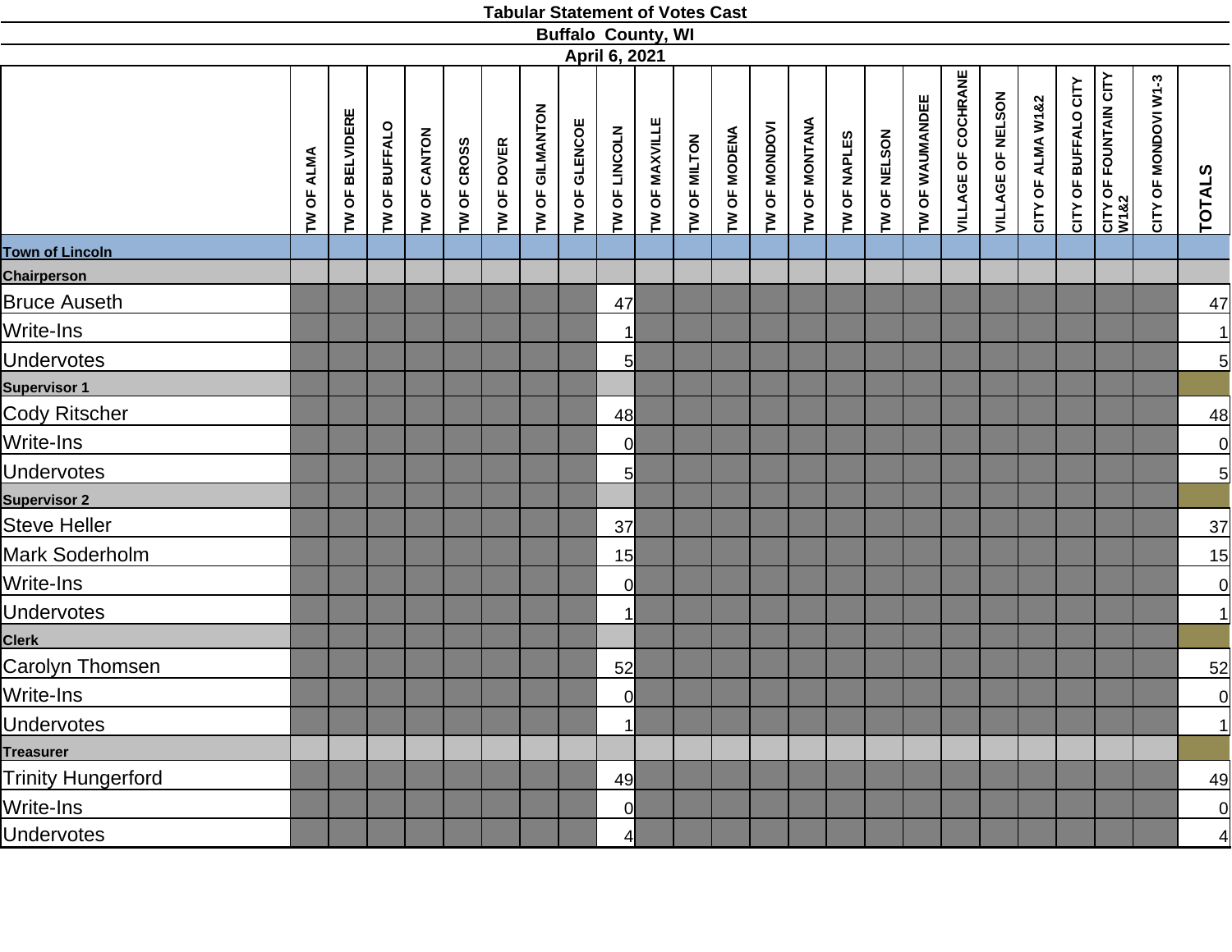**Tabular Statement of Votes Cast**

**Buffalo County, WI**

**April 6, 2021**

| | TW OF ALMA | TW OF BELVIDERE | TW OF BUFFALO | TW OF CANTON | TW OF CROSS | TW OF DOVER | TW OF GILMANTON | TW OF GLENCOE | TW OF LINCOLN | TW OF MAXVILLE | TW OF MILTON | TW OF MODENA | TW OF MONDOVI | TW OF MONTANA | TW OF NAPLES | TW OF NELSON | TW OF WAUMANDEE | VILLAGE OF COCHRANE | VILLAGE OF NELSON | CITY OF ALMA W1&2 | CITY OF BUFFALO CITY | CITY OF FOUNTAIN CITY W1&2 | CITY OF MONDOVI W1-3 | TOTALS |
|---|---|---|---|---|---|---|---|---|---|---|---|---|---|---|---|---|---|---|---|---|---|---|---|---|
| **Town of Lincoln** | | | | | | | | | | | | | | | | | | | | | | | | |
| **Chairperson** | | | | | | | | | | | | | | | | | | | | | | | | |
| Bruce Auseth | | | | | | | | | 47 | | | | | | | | | | | | | | | 47 |
| Write-Ins | | | | | | | | | 1 | | | | | | | | | | | | | | | 1 |
| Undervotes | | | | | | | | | 5 | | | | | | | | | | | | | | | 5 |
| **Supervisor 1** | | | | | | | | | | | | | | | | | | | | | | | | |
| Cody Ritscher | | | | | | | | | 48 | | | | | | | | | | | | | | | 48 |
| Write-Ins | | | | | | | | | 0 | | | | | | | | | | | | | | | 0 |
| Undervotes | | | | | | | | | 5 | | | | | | | | | | | | | | | 5 |
| **Supervisor 2** | | | | | | | | | | | | | | | | | | | | | | | | |
| Steve Heller | | | | | | | | | 37 | | | | | | | | | | | | | | | 37 |
| Mark Soderholm | | | | | | | | | 15 | | | | | | | | | | | | | | | 15 |
| Write-Ins | | | | | | | | | 0 | | | | | | | | | | | | | | | 0 |
| Undervotes | | | | | | | | | 1 | | | | | | | | | | | | | | | 1 |
| **Clerk** | | | | | | | | | | | | | | | | | | | | | | | | |
| Carolyn Thomsen | | | | | | | | | 52 | | | | | | | | | | | | | | | 52 |
| Write-Ins | | | | | | | | | 0 | | | | | | | | | | | | | | | 0 |
| Undervotes | | | | | | | | | 1 | | | | | | | | | | | | | | | 1 |
| **Treasurer** | | | | | | | | | | | | | | | | | | | | | | | | |
| Trinity Hungerford | | | | | | | | | 49 | | | | | | | | | | | | | | | 49 |
| Write-Ins | | | | | | | | | 0 | | | | | | | | | | | | | | | 0 |
| Undervotes | | | | | | | | | 4 | | | | | | | | | | | | | | | 4 |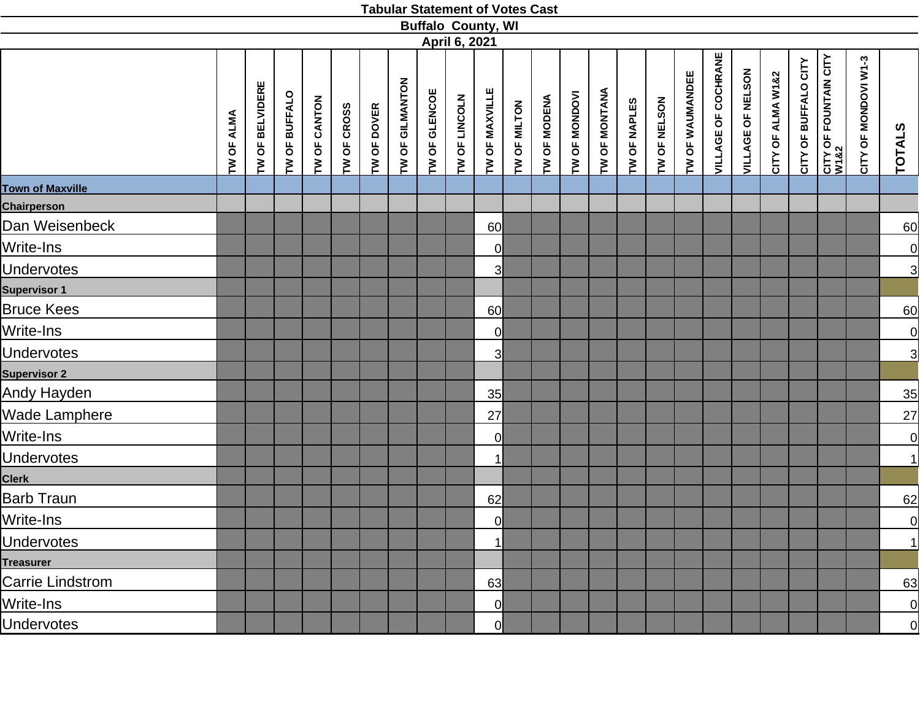# Tabular Statement of Votes Cast

## Buffalo County, WI

### April 6, 2021

| | TW OF ALMA | TW OF BELVIDERE | TW OF BUFFALO | TW OF CANTON | TW OF CROSS | TW OF DOVER | TW OF GILMANTON | TW OF GLENCOE | TW OF LINCOLN | TW OF MAXVILLE | TW OF MILTON | TW OF MODENA | TW OF MONDOVI | TW OF MONTANA | TW OF NAPLES | TW OF NELSON | TW OF WAUMANDEE | VILLAGE OF COCHRANE | VILLAGE OF NELSON | CITY OF ALMA W1&2 | CITY OF BUFFALO CITY | CITY OF FOUNTAIN CITY W1&2 | CITY OF MONDOVI W1-3 | TOTALS |
|---|---|---|---|---|---|---|---|---|---|---|---|---|---|---|---|---|---|---|---|---|---|---|---|---|
| **Town of Maxville** | | | | | | | | | | | | | | | | | | | | | | | | |
| **Chairperson** | | | | | | | | | | | | | | | | | | | | | | | | |
| Dan Weisenbeck | | | | | | | | | | 60 | | | | | | | | | | | | | | 60 |
| Write-Ins | | | | | | | | | | 0 | | | | | | | | | | | | | | 0 |
| Undervotes | | | | | | | | | | 3 | | | | | | | | | | | | | | 3 |
| **Supervisor 1** | | | | | | | | | | | | | | | | | | | | | | | | |
| Bruce Kees | | | | | | | | | | 60 | | | | | | | | | | | | | | 60 |
| Write-Ins | | | | | | | | | | 0 | | | | | | | | | | | | | | 0 |
| Undervotes | | | | | | | | | | 3 | | | | | | | | | | | | | | 3 |
| **Supervisor 2** | | | | | | | | | | | | | | | | | | | | | | | | |
| Andy Hayden | | | | | | | | | | 35 | | | | | | | | | | | | | | 35 |
| Wade Lamphere | | | | | | | | | | 27 | | | | | | | | | | | | | | 27 |
| Write-Ins | | | | | | | | | | 0 | | | | | | | | | | | | | | 0 |
| Undervotes | | | | | | | | | | 1 | | | | | | | | | | | | | | 1 |
| **Clerk** | | | | | | | | | | | | | | | | | | | | | | | | |
| Barb Traun | | | | | | | | | | 62 | | | | | | | | | | | | | | 62 |
| Write-Ins | | | | | | | | | | 0 | | | | | | | | | | | | | | 0 |
| Undervotes | | | | | | | | | | 1 | | | | | | | | | | | | | | 1 |
| **Treasurer** | | | | | | | | | | | | | | | | | | | | | | | | |
| Carrie Lindstrom | | | | | | | | | | 63 | | | | | | | | | | | | | | 63 |
| Write-Ins | | | | | | | | | | 0 | | | | | | | | | | | | | | 0 |
| Undervotes | | | | | | | | | | 0 | | | | | | | | | | | | | | 0 |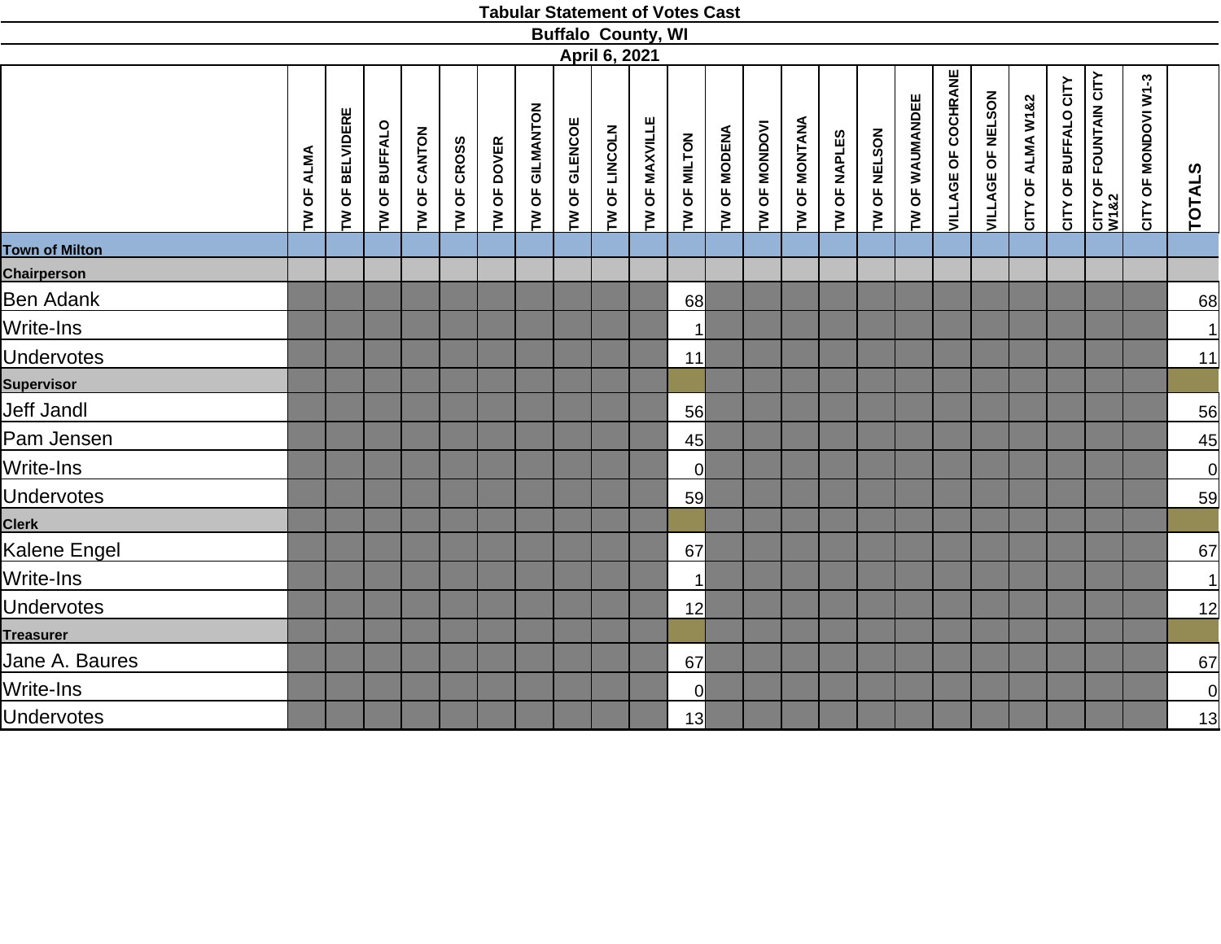**Tabular Statement of Votes Cast**

**Buffalo County, WI**

**April 6, 2021**

| | TW OF ALMA | TW OF BELVIDERE | TW OF BUFFALO | TW OF CANTON | TW OF CROSS | TW OF DOVER | TW OF GILMANTON | TW OF GLENCOE | TW OF LINCOLN | TW OF MAXVILLE | TW OF MILTON | TW OF MODENA | TW OF MONDOVI | TW OF MONTANA | TW OF NAPLES | TW OF NELSON | TW OF WAUMANDEE | VILLAGE OF COCHRANE | VILLAGE OF NELSON | CITY OF ALMA W1&2 | CITY OF BUFFALO CITY | CITY OF FOUNTAIN CITY W1&2 | CITY OF MONDOVI W1-3 | TOTALS |
|---|---|---|---|---|---|---|---|---|---|---|---|---|---|---|---|---|---|---|---|---|---|---|---|---|
| **Town of Milton** | | | | | | | | | | | | | | | | | | | | | | | | |
| **Chairperson** | | | | | | | | | | | | | | | | | | | | | | | | |
| Ben Adank | | | | | | | | | | | 68 | | | | | | | | | | | | | 68 |
| Write-Ins | | | | | | | | | | | 1 | | | | | | | | | | | | | 1 |
| Undervotes | | | | | | | | | | | 11 | | | | | | | | | | | | | 11 |
| **Supervisor** | | | | | | | | | | | | | | | | | | | | | | | | |
| Jeff Jandl | | | | | | | | | | | 56 | | | | | | | | | | | | | 56 |
| Pam Jensen | | | | | | | | | | | 45 | | | | | | | | | | | | | 45 |
| Write-Ins | | | | | | | | | | | 0 | | | | | | | | | | | | | 0 |
| Undervotes | | | | | | | | | | | 59 | | | | | | | | | | | | | 59 |
| **Clerk** | | | | | | | | | | | | | | | | | | | | | | | | |
| Kalene Engel | | | | | | | | | | | 67 | | | | | | | | | | | | | 67 |
| Write-Ins | | | | | | | | | | | 1 | | | | | | | | | | | | | 1 |
| Undervotes | | | | | | | | | | | 12 | | | | | | | | | | | | | 12 |
| **Treasurer** | | | | | | | | | | | | | | | | | | | | | | | | |
| Jane A. Baures | | | | | | | | | | | 67 | | | | | | | | | | | | | 67 |
| Write-Ins | | | | | | | | | | | 0 | | | | | | | | | | | | | 0 |
| Undervotes | | | | | | | | | | | 13 | | | | | | | | | | | | | 13 |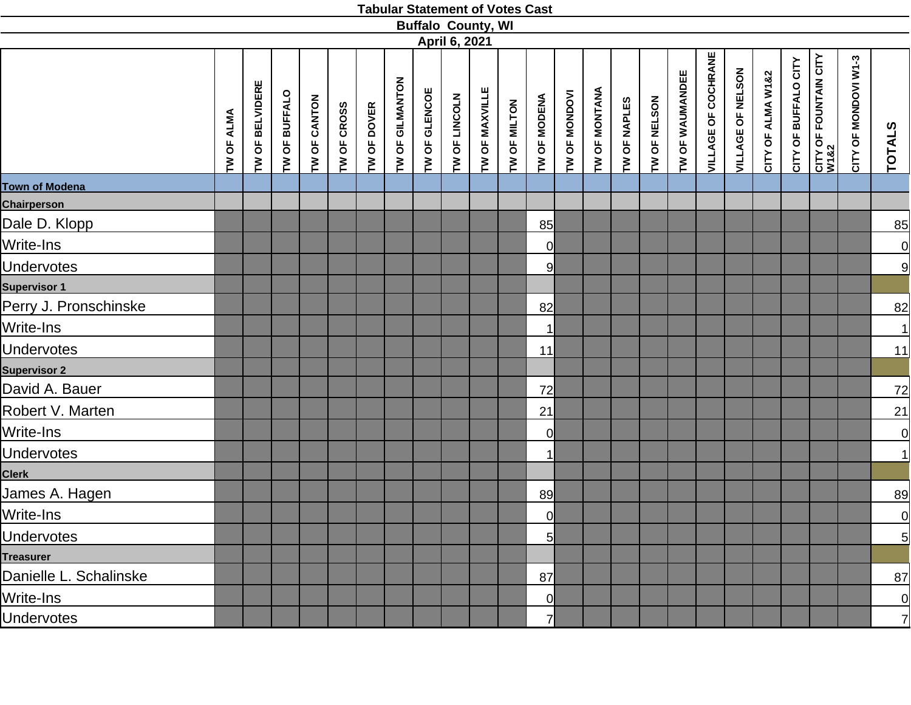**Tabular Statement of Votes Cast**

**Buffalo County, WI**

**April 6, 2021**

| | TW OF ALMA | TW OF BELVIDERE | TW OF BUFFALO | TW OF CANTON | TW OF CROSS | TW OF DOVER | TW OF GILMANTON | TW OF GLENCOE | TW OF LINCOLN | TW OF MAXVILLE | TW OF MILTON | TW OF MODENA | TW OF MONDOVI | TW OF MONTANA | TW OF NAPLES | TW OF NELSON | TW OF WAUMANDEE | VILLAGE OF COCHRANE | VILLAGE OF NELSON | CITY OF ALMA W1&2 | CITY OF BUFFALO CITY | CITY OF FOUNTAIN CITY W1&2 | CITY OF MONDOVI W1-3 | TOTALS |
|---|---|---|---|---|---|---|---|---|---|---|---|---|---|---|---|---|---|---|---|---|---|---|---|---|
| **Town of Modena** | | | | | | | | | | | | | | | | | | | | | | | | |
| **Chairperson** | | | | | | | | | | | | | | | | | | | | | | | | |
| Dale D. Klopp | | | | | | | | | | | | 85 | | | | | | | | | | | | 85 |
| Write-Ins | | | | | | | | | | | | 0 | | | | | | | | | | | | 0 |
| Undervotes | | | | | | | | | | | | 9 | | | | | | | | | | | | 9 |
| **Supervisor 1** | | | | | | | | | | | | | | | | | | | | | | | | |
| Perry J. Pronschinske | | | | | | | | | | | | 82 | | | | | | | | | | | | 82 |
| Write-Ins | | | | | | | | | | | | 1 | | | | | | | | | | | | 1 |
| Undervotes | | | | | | | | | | | | 11 | | | | | | | | | | | | 11 |
| **Supervisor 2** | | | | | | | | | | | | | | | | | | | | | | | | |
| David A. Bauer | | | | | | | | | | | | 72 | | | | | | | | | | | | 72 |
| Robert V. Marten | | | | | | | | | | | | 21 | | | | | | | | | | | | 21 |
| Write-Ins | | | | | | | | | | | | 0 | | | | | | | | | | | | 0 |
| Undervotes | | | | | | | | | | | | 1 | | | | | | | | | | | | 1 |
| **Clerk** | | | | | | | | | | | | | | | | | | | | | | | | |
| James A. Hagen | | | | | | | | | | | | 89 | | | | | | | | | | | | 89 |
| Write-Ins | | | | | | | | | | | | 0 | | | | | | | | | | | | 0 |
| Undervotes | | | | | | | | | | | | 5 | | | | | | | | | | | | 5 |
| **Treasurer** | | | | | | | | | | | | | | | | | | | | | | | | |
| Danielle L. Schalinske | | | | | | | | | | | | 87 | | | | | | | | | | | | 87 |
| Write-Ins | | | | | | | | | | | | 0 | | | | | | | | | | | | 0 |
| Undervotes | | | | | | | | | | | | 7 | | | | | | | | | | | | 7 |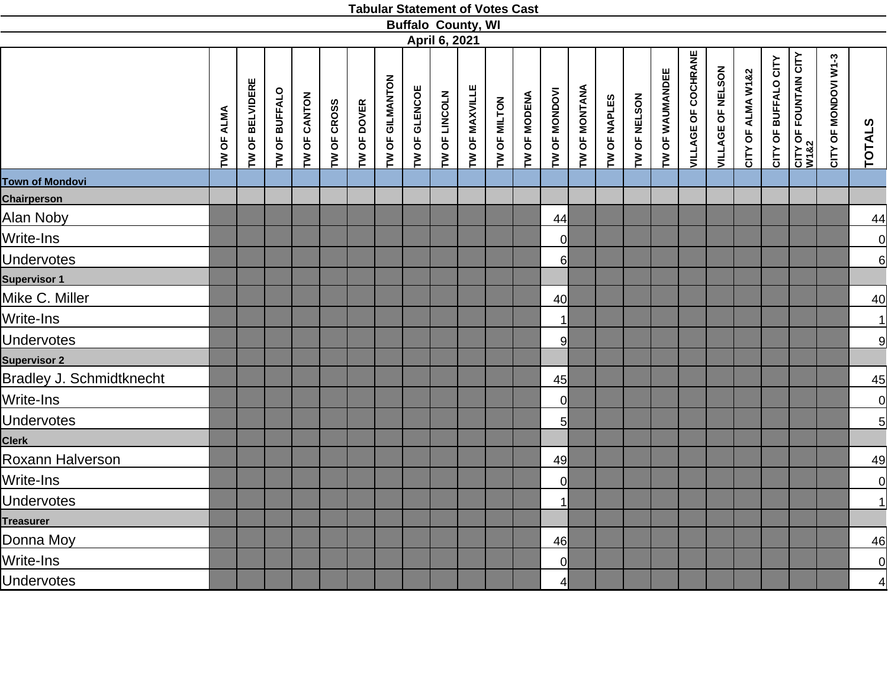**Tabular Statement of Votes Cast**

**Buffalo County, WI**

**April 6, 2021**

| | TW OF ALMA | TW OF BELVIDERE | TW OF BUFFALO | TW OF CANTON | TW OF CROSS | TW OF DOVER | TW OF GILMANTON | TW OF GLENCOE | TW OF LINCOLN | TW OF MAXVILLE | TW OF MILTON | TW OF MODENA | TW OF MONDOVI | TW OF MONTANA | TW OF NAPLES | TW OF NELSON | TW OF WAUMANDEE | VILLAGE OF COCHRANE | VILLAGE OF NELSON | CITY OF ALMA W1&2 | CITY OF BUFFALO CITY | CITY OF FOUNTAIN CITY W1&2 | CITY OF MONDOVI W1-3 | TOTALS |
|---|---|---|---|---|---|---|---|---|---|---|---|---|---|---|---|---|---|---|---|---|---|---|---|---|
| **Town of Mondovi** | | | | | | | | | | | | | | | | | | | | | | | | |
| **Chairperson** | | | | | | | | | | | | | | | | | | | | | | | | |
| Alan Noby | | | | | | | | | | | | | 44 | | | | | | | | | | | 44 |
| Write-Ins | | | | | | | | | | | | | 0 | | | | | | | | | | | 0 |
| Undervotes | | | | | | | | | | | | | 6 | | | | | | | | | | | 6 |
| **Supervisor 1** | | | | | | | | | | | | | | | | | | | | | | | | |
| Mike C. Miller | | | | | | | | | | | | | 40 | | | | | | | | | | | 40 |
| Write-Ins | | | | | | | | | | | | | 1 | | | | | | | | | | | 1 |
| Undervotes | | | | | | | | | | | | | 9 | | | | | | | | | | | 9 |
| **Supervisor 2** | | | | | | | | | | | | | | | | | | | | | | | | |
| Bradley J. Schmidtknecht | | | | | | | | | | | | | 45 | | | | | | | | | | | 45 |
| Write-Ins | | | | | | | | | | | | | 0 | | | | | | | | | | | 0 |
| Undervotes | | | | | | | | | | | | | 5 | | | | | | | | | | | 5 |
| **Clerk** | | | | | | | | | | | | | | | | | | | | | | | | |
| Roxann Halverson | | | | | | | | | | | | | 49 | | | | | | | | | | | 49 |
| Write-Ins | | | | | | | | | | | | | 0 | | | | | | | | | | | 0 |
| Undervotes | | | | | | | | | | | | | 1 | | | | | | | | | | | 1 |
| **Treasurer** | | | | | | | | | | | | | | | | | | | | | | | | |
| Donna Moy | | | | | | | | | | | | | 46 | | | | | | | | | | | 46 |
| Write-Ins | | | | | | | | | | | | | 0 | | | | | | | | | | | 0 |
| Undervotes | | | | | | | | | | | | | 4 | | | | | | | | | | | 4 |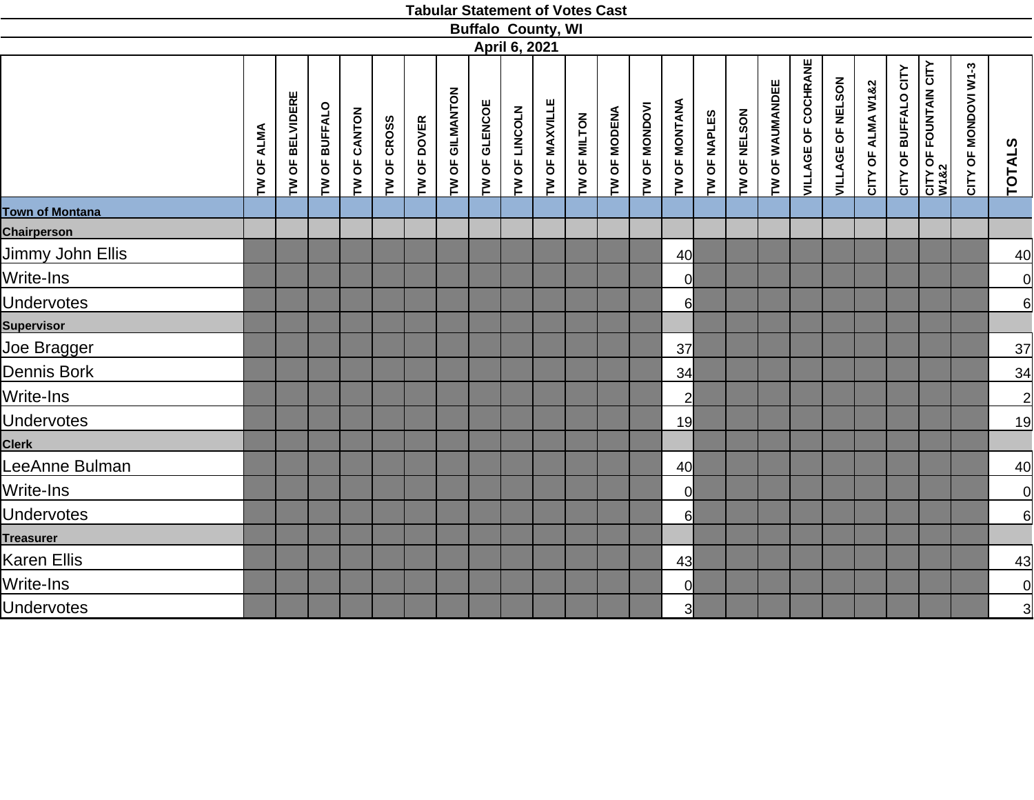**Tabular Statement of Votes Cast**

**Buffalo County, WI**

**April 6, 2021**

| | TW OF ALMA | TW OF BELVIDERE | TW OF BUFFALO | TW OF CANTON | TW OF CROSS | TW OF DOVER | TW OF GILMANTON | TW OF GLENCOE | TW OF LINCOLN | TW OF MAXVILLE | TW OF MILTON | TW OF MODENA | TW OF MONDOVI | TW OF MONTANA | TW OF NAPLES | TW OF NELSON | TW OF WAUMANDEE | VILLAGE OF COCHRANE | VILLAGE OF NELSON | CITY OF ALMA W1&2 | CITY OF BUFFALO CITY | CITY OF FOUNTAIN CITY W1&2 | CITY OF MONDOVI W1-3 | TOTALS |
|---|---|---|---|---|---|---|---|---|---|---|---|---|---|---|---|---|---|---|---|---|---|---|---|---|
| **Town of Montana** | | | | | | | | | | | | | | | | | | | | | | | | |
| **Chairperson** | | | | | | | | | | | | | | | | | | | | | | | | |
| Jimmy John Ellis | | | | | | | | | | | | | | 40 | | | | | | | | | | 40 |
| Write-Ins | | | | | | | | | | | | | | 0 | | | | | | | | | | 0 |
| Undervotes | | | | | | | | | | | | | | 6 | | | | | | | | | | 6 |
| **Supervisor** | | | | | | | | | | | | | | | | | | | | | | | | |
| Joe Bragger | | | | | | | | | | | | | | 37 | | | | | | | | | | 37 |
| Dennis Bork | | | | | | | | | | | | | | 34 | | | | | | | | | | 34 |
| Write-Ins | | | | | | | | | | | | | | 2 | | | | | | | | | | 2 |
| Undervotes | | | | | | | | | | | | | | 19 | | | | | | | | | | 19 |
| **Clerk** | | | | | | | | | | | | | | | | | | | | | | | | |
| LeeAnne Bulman | | | | | | | | | | | | | | 40 | | | | | | | | | | 40 |
| Write-Ins | | | | | | | | | | | | | | 0 | | | | | | | | | | 0 |
| Undervotes | | | | | | | | | | | | | | 6 | | | | | | | | | | 6 |
| **Treasurer** | | | | | | | | | | | | | | | | | | | | | | | | |
| Karen Ellis | | | | | | | | | | | | | | 43 | | | | | | | | | | 43 |
| Write-Ins | | | | | | | | | | | | | | 0 | | | | | | | | | | 0 |
| Undervotes | | | | | | | | | | | | | | 3 | | | | | | | | | | 3 |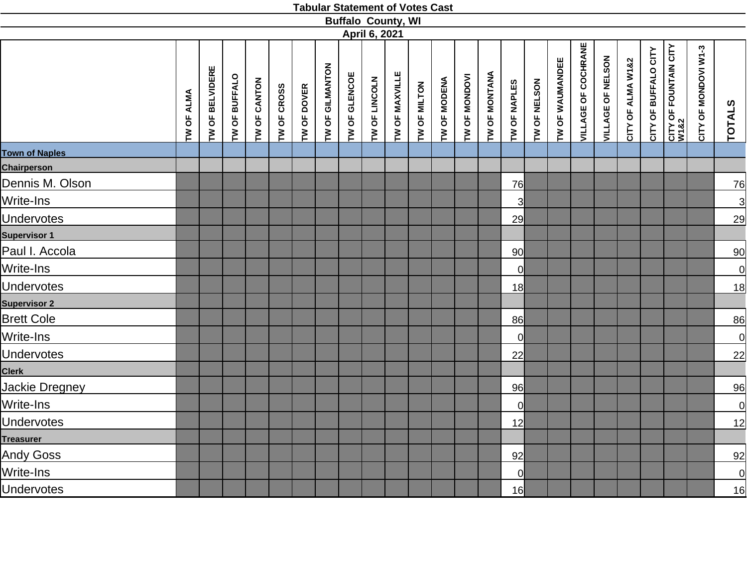# Tabular Statement of Votes Cast

## Buffalo County, WI

### April 6, 2021

| | TW OF ALMA | TW OF BELVIDERE | TW OF BUFFALO | TW OF CANTON | TW OF CROSS | TW OF DOVER | TW OF GILMANTON | TW OF GLENCOE | TW OF LINCOLN | TW OF MAXVILLE | TW OF MILTON | TW OF MODENA | TW OF MONDOVI | TW OF MONTANA | TW OF NAPLES | TW OF NELSON | TW OF WAUMANDEE | VILLAGE OF COCHRANE | VILLAGE OF NELSON | CITY OF ALMA W1&2 | CITY OF BUFFALO CITY | CITY OF FOUNTAIN CITY W1&2 | CITY OF MONDOVI W1-3 | TOTALS |
|---|---|---|---|---|---|---|---|---|---|---|---|---|---|---|---|---|---|---|---|---|---|---|---|---|
| **Town of Naples** | | | | | | | | | | | | | | | | | | | | | | | | |
| **Chairperson** | | | | | | | | | | | | | | | | | | | | | | | | |
| Dennis M. Olson | | | | | | | | | | | | | | | 76 | | | | | | | | | 76 |
| Write-Ins | | | | | | | | | | | | | | | 3 | | | | | | | | | 3 |
| Undervotes | | | | | | | | | | | | | | | 29 | | | | | | | | | 29 |
| **Supervisor 1** | | | | | | | | | | | | | | | | | | | | | | | | |
| Paul I. Accola | | | | | | | | | | | | | | | 90 | | | | | | | | | 90 |
| Write-Ins | | | | | | | | | | | | | | | 0 | | | | | | | | | 0 |
| Undervotes | | | | | | | | | | | | | | | 18 | | | | | | | | | 18 |
| **Supervisor 2** | | | | | | | | | | | | | | | | | | | | | | | | |
| Brett Cole | | | | | | | | | | | | | | | 86 | | | | | | | | | 86 |
| Write-Ins | | | | | | | | | | | | | | | 0 | | | | | | | | | 0 |
| Undervotes | | | | | | | | | | | | | | | 22 | | | | | | | | | 22 |
| **Clerk** | | | | | | | | | | | | | | | | | | | | | | | | |
| Jackie Dregney | | | | | | | | | | | | | | | 96 | | | | | | | | | 96 |
| Write-Ins | | | | | | | | | | | | | | | 0 | | | | | | | | | 0 |
| Undervotes | | | | | | | | | | | | | | | 12 | | | | | | | | | 12 |
| **Treasurer** | | | | | | | | | | | | | | | | | | | | | | | | |
| Andy Goss | | | | | | | | | | | | | | | 92 | | | | | | | | | 92 |
| Write-Ins | | | | | | | | | | | | | | | 0 | | | | | | | | | 0 |
| Undervotes | | | | | | | | | | | | | | | 16 | | | | | | | | | 16 |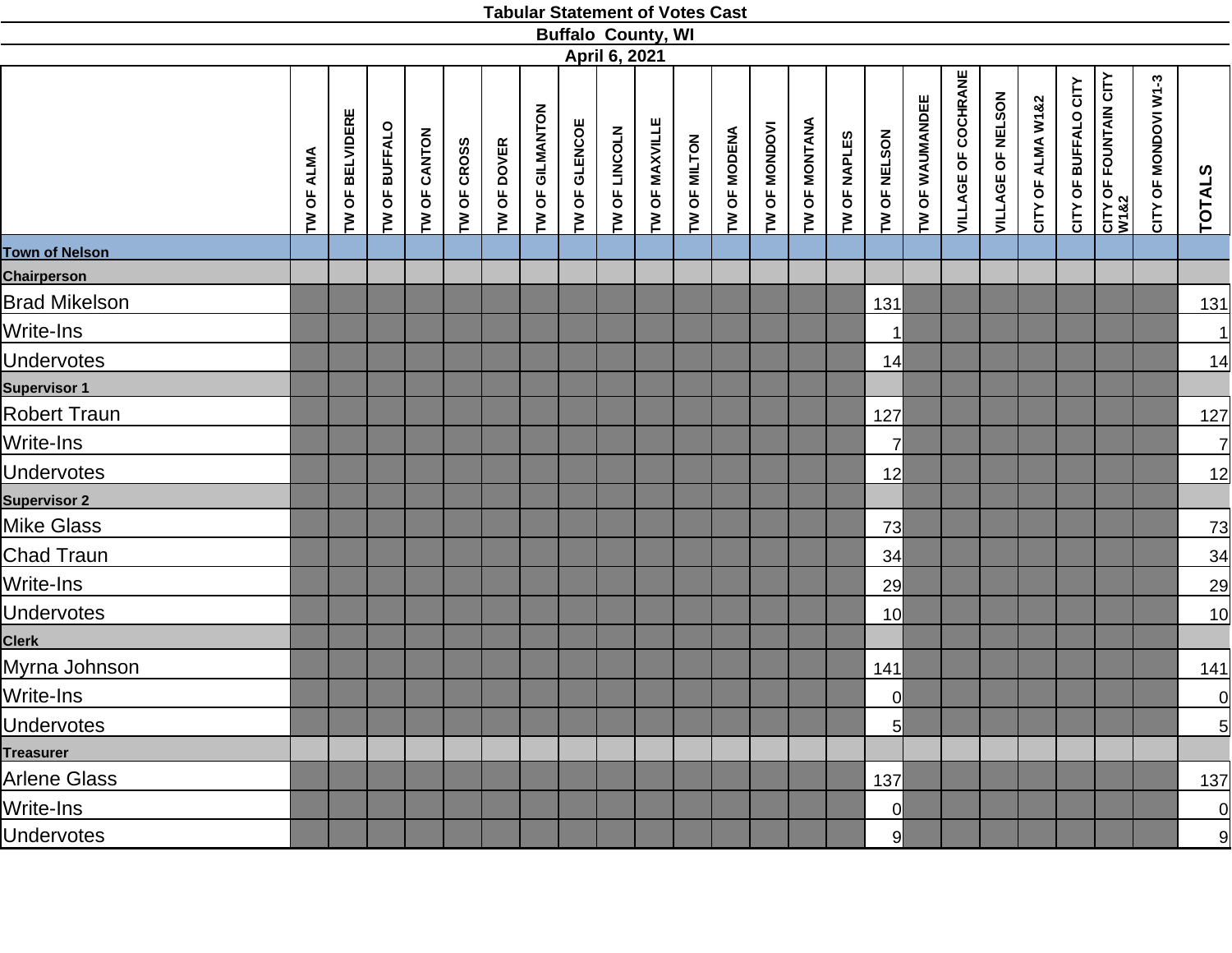**Tabular Statement of Votes Cast**

**Buffalo County, WI**

**April 6, 2021**

| | TW OF ALMA | TW OF BELVIDERE | TW OF BUFFALO | TW OF CANTON | TW OF CROSS | TW OF DOVER | TW OF GILMANTON | TW OF GLENCOE | TW OF LINCOLN | TW OF MAXVILLE | TW OF MILTON | TW OF MODENA | TW OF MONDOVI | TW OF MONTANA | TW OF NAPLES | TW OF NELSON | TW OF WAUMANDEE | VILLAGE OF COCHRANE | VILLAGE OF NELSON | CITY OF ALMA W1&2 | CITY OF BUFFALO CITY | CITY OF FOUNTAIN CITY W1&2 | CITY OF MONDOVI W1-3 | TOTALS |
|---|---|---|---|---|---|---|---|---|---|---|---|---|---|---|---|---|---|---|---|---|---|---|---|---|
| **Town of Nelson** | | | | | | | | | | | | | | | | | | | | | | | | |
| **Chairperson** | | | | | | | | | | | | | | | | | | | | | | | | |
| Brad Mikelson | | | | | | | | | | | | | | | | 131 | | | | | | | | 131 |
| Write-Ins | | | | | | | | | | | | | | | | 1 | | | | | | | | 1 |
| Undervotes | | | | | | | | | | | | | | | | 14 | | | | | | | | 14 |
| **Supervisor 1** | | | | | | | | | | | | | | | | | | | | | | | | |
| Robert Traun | | | | | | | | | | | | | | | | 127 | | | | | | | | 127 |
| Write-Ins | | | | | | | | | | | | | | | | 7 | | | | | | | | 7 |
| Undervotes | | | | | | | | | | | | | | | | 12 | | | | | | | | 12 |
| **Supervisor 2** | | | | | | | | | | | | | | | | | | | | | | | | |
| Mike Glass | | | | | | | | | | | | | | | | 73 | | | | | | | | 73 |
| Chad Traun | | | | | | | | | | | | | | | | 34 | | | | | | | | 34 |
| Write-Ins | | | | | | | | | | | | | | | | 29 | | | | | | | | 29 |
| Undervotes | | | | | | | | | | | | | | | | 10 | | | | | | | | 10 |
| **Clerk** | | | | | | | | | | | | | | | | | | | | | | | | |
| Myrna Johnson | | | | | | | | | | | | | | | | 141 | | | | | | | | 141 |
| Write-Ins | | | | | | | | | | | | | | | | 0 | | | | | | | | 0 |
| Undervotes | | | | | | | | | | | | | | | | 5 | | | | | | | | 5 |
| **Treasurer** | | | | | | | | | | | | | | | | | | | | | | | | |
| Arlene Glass | | | | | | | | | | | | | | | | 137 | | | | | | | | 137 |
| Write-Ins | | | | | | | | | | | | | | | | 0 | | | | | | | | 0 |
| Undervotes | | | | | | | | | | | | | | | | 9 | | | | | | | | 9 |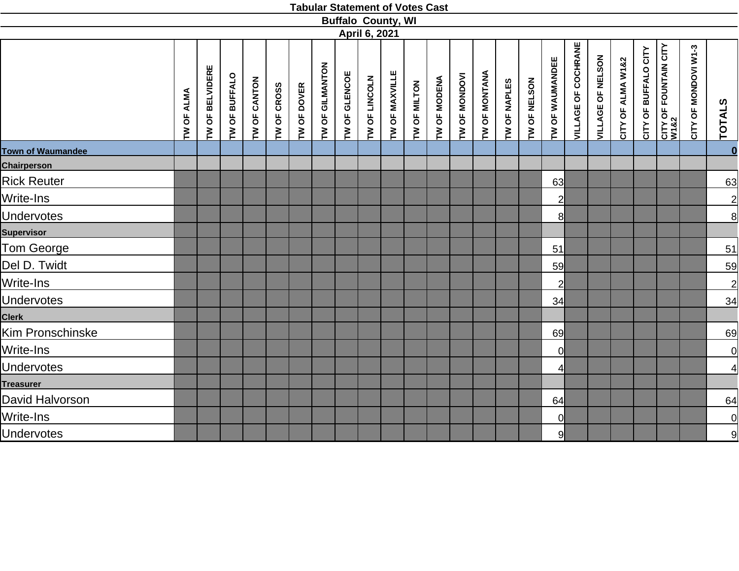# Tabular Statement of Votes Cast
## Buffalo County, WI
## April 6, 2021

| | TW OF ALMA | TW OF BELVIDERE | TW OF BUFFALO | TW OF CANTON | TW OF CROSS | TW OF DOVER | TW OF GILMANTON | TW OF GLENCOE | TW OF LINCOLN | TW OF MAXVILLE | TW OF MILTON | TW OF MODENA | TW OF MONDOVI | TW OF MONTANA | TW OF NAPLES | TW OF NELSON | TW OF WAUMANDEE | VILLAGE OF COCHRANE | VILLAGE OF NELSON | CITY OF ALMA W1&2 | CITY OF BUFFALO CITY | CITY OF FOUNTAIN CITY W1&2 | CITY OF MONDOVI W1-3 | TOTALS |
|---|---|---|---|---|---|---|---|---|---|---|---|---|---|---|---|---|---|---|---|---|---|---|---|---|
| **Town of Waumandee** | | | | | | | | | | | | | | | | | | | | | | | | **0** |
| **Chairperson** | | | | | | | | | | | | | | | | | | | | | | | | |
| Rick Reuter | | | | | | | | | | | | | | | | | 63 | | | | | | | 63 |
| Write-Ins | | | | | | | | | | | | | | | | | 2 | | | | | | | 2 |
| Undervotes | | | | | | | | | | | | | | | | | 8 | | | | | | | 8 |
| **Supervisor** | | | | | | | | | | | | | | | | | | | | | | | | |
| Tom George | | | | | | | | | | | | | | | | | 51 | | | | | | | 51 |
| Del D. Twidt | | | | | | | | | | | | | | | | | 59 | | | | | | | 59 |
| Write-Ins | | | | | | | | | | | | | | | | | 2 | | | | | | | 2 |
| Undervotes | | | | | | | | | | | | | | | | | 34 | | | | | | | 34 |
| **Clerk** | | | | | | | | | | | | | | | | | | | | | | | | |
| Kim Pronschinske | | | | | | | | | | | | | | | | | 69 | | | | | | | 69 |
| Write-Ins | | | | | | | | | | | | | | | | | 0 | | | | | | | 0 |
| Undervotes | | | | | | | | | | | | | | | | | 4 | | | | | | | 4 |
| **Treasurer** | | | | | | | | | | | | | | | | | | | | | | | | |
| David Halvorson | | | | | | | | | | | | | | | | | 64 | | | | | | | 64 |
| Write-Ins | | | | | | | | | | | | | | | | | 0 | | | | | | | 0 |
| Undervotes | | | | | | | | | | | | | | | | | 9 | | | | | | | 9 |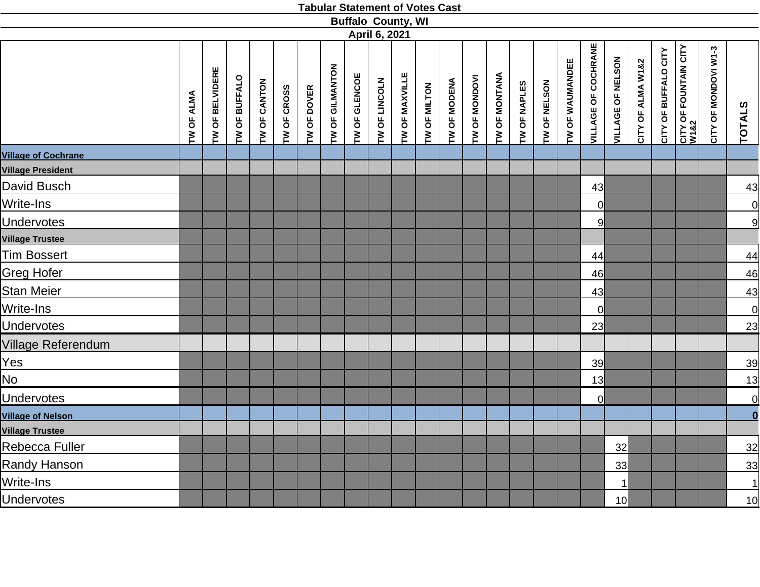**Tabular Statement of Votes Cast**

**Buffalo County, WI**

**April 6, 2021**

| | TW OF ALMA | TW OF BELVIDERE | TW OF BUFFALO | TW OF CANTON | TW OF CROSS | TW OF DOVER | TW OF GILMANTON | TW OF GLENCOE | TW OF LINCOLN | TW OF MAXVILLE | TW OF MILTON | TW OF MODENA | TW OF MONDOVI | TW OF MONTANA | TW OF NAPLES | TW OF NELSON | TW OF WAUMANDEE | VILLAGE OF COCHRANE | VILLAGE OF NELSON | CITY OF ALMA W1&2 | CITY OF BUFFALO CITY | CITY OF FOUNTAIN CITY W1&2 | CITY OF MONDOVI W1-3 | TOTALS |
|---|---|---|---|---|---|---|---|---|---|---|---|---|---|---|---|---|---|---|---|---|---|---|---|---|
| **Village of Cochrane** | | | | | | | | | | | | | | | | | | | | | | | | |
| **Village President** | | | | | | | | | | | | | | | | | | | | | | | | |
| David Busch | | | | | | | | | | | | | | | | | | 43 | | | | | | 43 |
| Write-Ins | | | | | | | | | | | | | | | | | | 0 | | | | | | 0 |
| Undervotes | | | | | | | | | | | | | | | | | | 9 | | | | | | 9 |
| **Village Trustee** | | | | | | | | | | | | | | | | | | | | | | | | |
| Tim Bossert | | | | | | | | | | | | | | | | | | 44 | | | | | | 44 |
| Greg Hofer | | | | | | | | | | | | | | | | | | 46 | | | | | | 46 |
| Stan Meier | | | | | | | | | | | | | | | | | | 43 | | | | | | 43 |
| Write-Ins | | | | | | | | | | | | | | | | | | 0 | | | | | | 0 |
| Undervotes | | | | | | | | | | | | | | | | | | 23 | | | | | | 23 |
| Village Referendum | | | | | | | | | | | | | | | | | | | | | | | | |
| Yes | | | | | | | | | | | | | | | | | | 39 | | | | | | 39 |
| No | | | | | | | | | | | | | | | | | | 13 | | | | | | 13 |
| Undervotes | | | | | | | | | | | | | | | | | | 0 | | | | | | 0 |
| **Village of Nelson** | | | | | | | | | | | | | | | | | | | | | | | | **0** |
| **Village Trustee** | | | | | | | | | | | | | | | | | | | | | | | | |
| Rebecca Fuller | | | | | | | | | | | | | | | | | | | 32 | | | | | 32 |
| Randy Hanson | | | | | | | | | | | | | | | | | | | 33 | | | | | 33 |
| Write-Ins | | | | | | | | | | | | | | | | | | | 1 | | | | | 1 |
| Undervotes | | | | | | | | | | | | | | | | | | | 10 | | | | | 10 |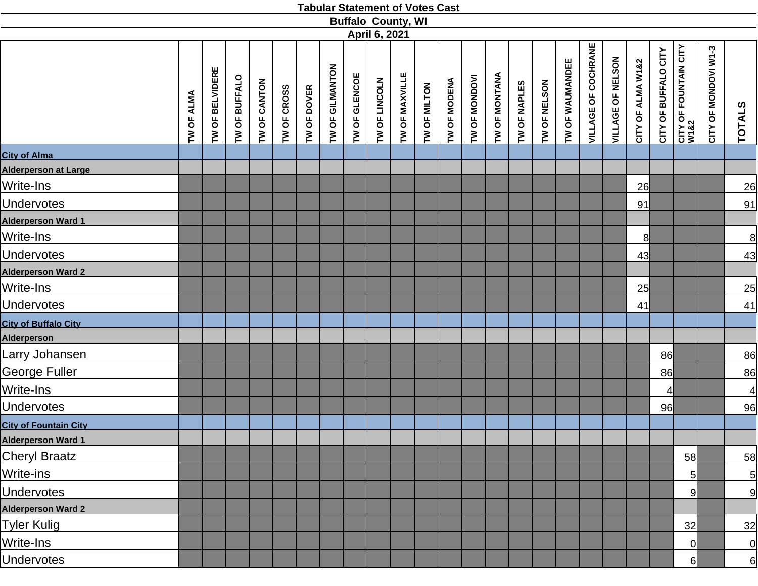# Tabular Statement of Votes Cast

## Buffalo County, WI

### April 6, 2021

| | TW OF ALMA | TW OF BELVIDERE | TW OF BUFFALO | TW OF CANTON | TW OF CROSS | TW OF DOVER | TW OF GILMANTON | TW OF GLENCOE | TW OF LINCOLN | TW OF MAXVILLE | TW OF MILTON | TW OF MODENA | TW OF MONDOVI | TW OF MONTANA | TW OF NAPLES | TW OF NELSON | TW OF WAUMANDEE | VILLAGE OF COCHRANE | VILLAGE OF NELSON | CITY OF ALMA W1&2 | CITY OF BUFFALO CITY | CITY OF FOUNTAIN CITY W1&2 | CITY OF MONDOVI W1-3 | TOTALS |
|---|---|---|---|---|---|---|---|---|---|---|---|---|---|---|---|---|---|---|---|---|---|---|---|---|
| **City of Alma** | | | | | | | | | | | | | | | | | | | | | | | | |
| **Alderperson at Large** | | | | | | | | | | | | | | | | | | | | | | | | |
| Write-Ins | | | | | | | | | | | | | | | | | | | | 26 | | | | 26 |
| Undervotes | | | | | | | | | | | | | | | | | | | | 91 | | | | 91 |
| **Alderperson Ward 1** | | | | | | | | | | | | | | | | | | | | | | | | |
| Write-Ins | | | | | | | | | | | | | | | | | | | | 8 | | | | 8 |
| Undervotes | | | | | | | | | | | | | | | | | | | | 43 | | | | 43 |
| **Alderperson Ward 2** | | | | | | | | | | | | | | | | | | | | | | | | |
| Write-Ins | | | | | | | | | | | | | | | | | | | | 25 | | | | 25 |
| Undervotes | | | | | | | | | | | | | | | | | | | | 41 | | | | 41 |
| **City of Buffalo City** | | | | | | | | | | | | | | | | | | | | | | | | |
| **Alderperson** | | | | | | | | | | | | | | | | | | | | | | | | |
| Larry Johansen | | | | | | | | | | | | | | | | | | | | | 86 | | | 86 |
| George Fuller | | | | | | | | | | | | | | | | | | | | | 86 | | | 86 |
| Write-Ins | | | | | | | | | | | | | | | | | | | | | 4 | | | 4 |
| Undervotes | | | | | | | | | | | | | | | | | | | | | 96 | | | 96 |
| **City of Fountain City** | | | | | | | | | | | | | | | | | | | | | | | | |
| **Alderperson Ward 1** | | | | | | | | | | | | | | | | | | | | | | | | |
| Cheryl Braatz | | | | | | | | | | | | | | | | | | | | | | 58 | | 58 |
| Write-ins | | | | | | | | | | | | | | | | | | | | | | 5 | | 5 |
| Undervotes | | | | | | | | | | | | | | | | | | | | | | 9 | | 9 |
| **Alderperson Ward 2** | | | | | | | | | | | | | | | | | | | | | | | | |
| Tyler Kulig | | | | | | | | | | | | | | | | | | | | | | 32 | | 32 |
| Write-Ins | | | | | | | | | | | | | | | | | | | | | | 0 | | 0 |
| Undervotes | | | | | | | | | | | | | | | | | | | | | | 6 | | 6 |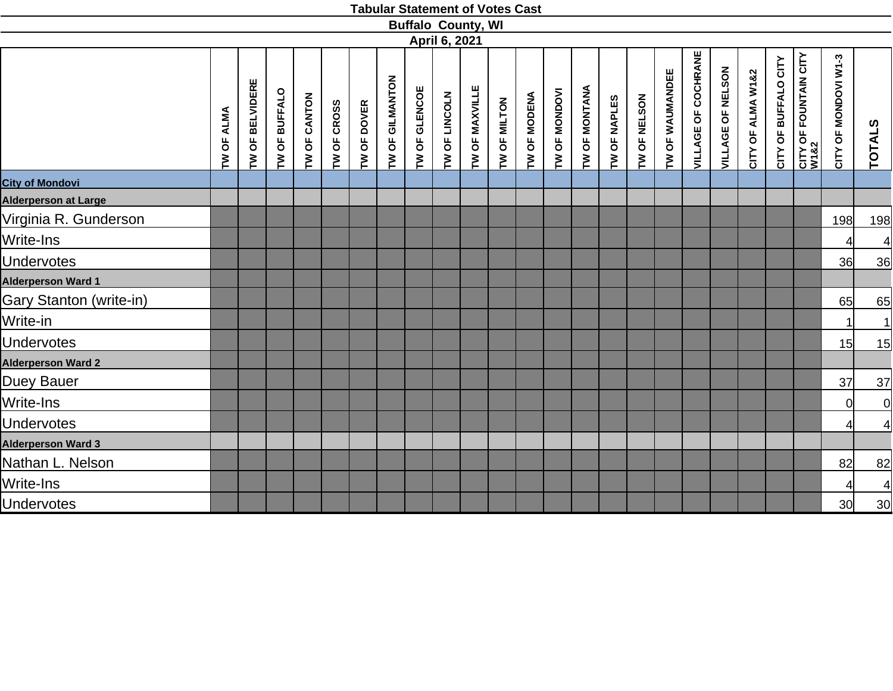# Tabular Statement of Votes Cast

## Buffalo County, WI

### April 6, 2021

| | TW OF ALMA | TW OF BELVIDERE | TW OF BUFFALO | TW OF CANTON | TW OF CROSS | TW OF DOVER | TW OF GILMANTON | TW OF GLENCOE | TW OF LINCOLN | TW OF MAXVILLE | TW OF MILTON | TW OF MODENA | TW OF MONDOVI | TW OF MONTANA | TW OF NAPLES | TW OF NELSON | TW OF WAUMANDEE | VILLAGE OF COCHRANE | VILLAGE OF NELSON | CITY OF ALMA W1&2 | CITY OF BUFFALO CITY | CITY OF FOUNTAIN CITY W1&2 | CITY OF MONDOVI W1-3 | TOTALS |
|---|---|---|---|---|---|---|---|---|---|---|---|---|---|---|---|---|---|---|---|---|---|---|---|---|
| **City of Mondovi** | | | | | | | | | | | | | | | | | | | | | | | | |
| **Alderperson at Large** | | | | | | | | | | | | | | | | | | | | | | | | |
| Virginia R. Gunderson | | | | | | | | | | | | | | | | | | | | | | | 198 | 198 |
| Write-Ins | | | | | | | | | | | | | | | | | | | | | | | 4 | 4 |
| Undervotes | | | | | | | | | | | | | | | | | | | | | | | 36 | 36 |
| **Alderperson Ward 1** | | | | | | | | | | | | | | | | | | | | | | | | |
| Gary Stanton (write-in) | | | | | | | | | | | | | | | | | | | | | | | 65 | 65 |
| Write-in | | | | | | | | | | | | | | | | | | | | | | | 1 | 1 |
| Undervotes | | | | | | | | | | | | | | | | | | | | | | | 15 | 15 |
| **Alderperson Ward 2** | | | | | | | | | | | | | | | | | | | | | | | | |
| Duey Bauer | | | | | | | | | | | | | | | | | | | | | | | 37 | 37 |
| Write-Ins | | | | | | | | | | | | | | | | | | | | | | | 0 | 0 |
| Undervotes | | | | | | | | | | | | | | | | | | | | | | | 4 | 4 |
| **Alderperson Ward 3** | | | | | | | | | | | | | | | | | | | | | | | | |
| Nathan L. Nelson | | | | | | | | | | | | | | | | | | | | | | | 82 | 82 |
| Write-Ins | | | | | | | | | | | | | | | | | | | | | | | 4 | 4 |
| Undervotes | | | | | | | | | | | | | | | | | | | | | | | 30 | 30 |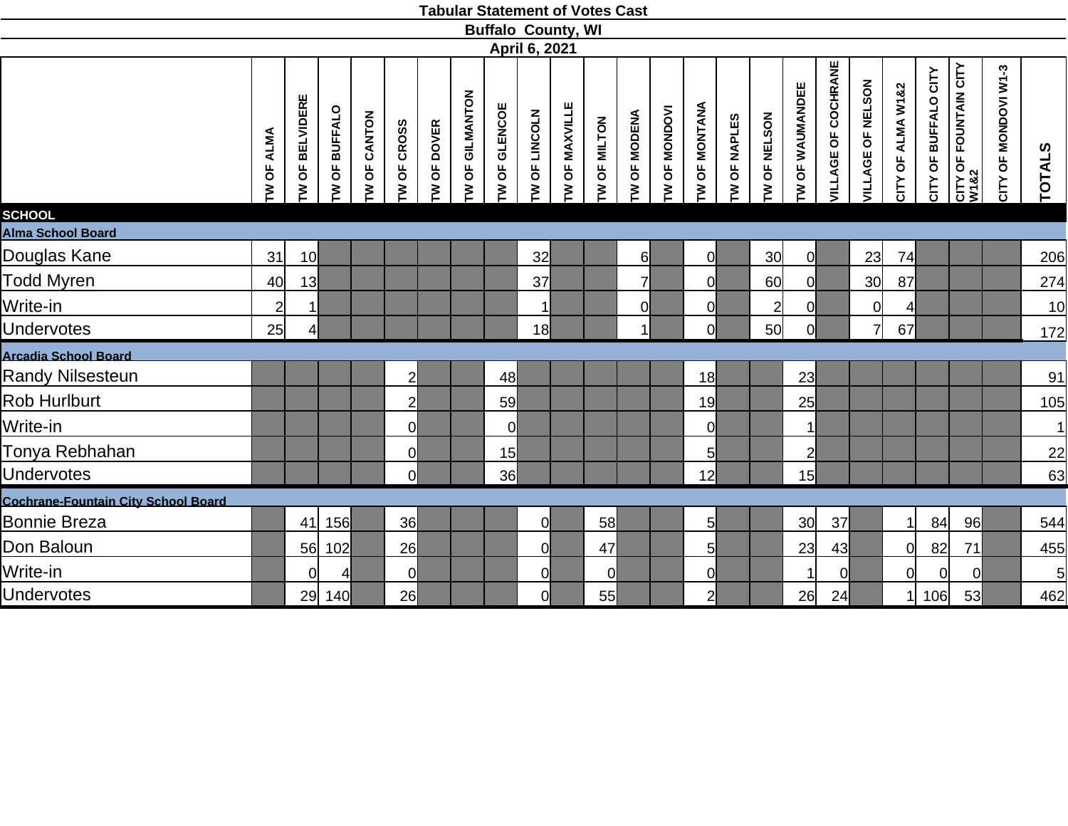# Tabular Statement of Votes Cast

## Buffalo County, WI

### April 6, 2021

| | TW OF ALMA | TW OF BELVIDERE | TW OF BUFFALO | TW OF CANTON | TW OF CROSS | TW OF DOVER | TW OF GILMANTON | TW OF GLENCOE | TW OF LINCOLN | TW OF MAXVILLE | TW OF MILTON | TW OF MODENA | TW OF MONDOVI | TW OF MONTANA | TW OF NAPLES | TW OF NELSON | TW OF WAUMANDEE | VILLAGE OF COCHRANE | VILLAGE OF NELSON | CITY OF ALMA W1&2 | CITY OF BUFFALO CITY | CITY OF FOUNTAIN CITY W1&2 | CITY OF MONDOVI W1-3 | TOTALS |
|---|---|---|---|---|---|---|---|---|---|---|---|---|---|---|---|---|---|---|---|---|---|---|---|---|
| **SCHOOL** | | | | | | | | | | | | | | | | | | | | | | | | |
| **Alma School Board** | | | | | | | | | | | | | | | | | | | | | | | | |
| Douglas Kane | 31 | 10 | | | | | | | 32 | | | 6 | | 0 | | 30 | 0 | | 23 | 74 | | | | 206 |
| Todd Myren | 40 | 13 | | | | | | | 37 | | | 7 | | 0 | | 60 | 0 | | 30 | 87 | | | | 274 |
| Write-in | 2 | 1 | | | | | | | 1 | | | 0 | | 0 | | 2 | 0 | | 0 | 4 | | | | 10 |
| Undervotes | 25 | 4 | | | | | | | 18 | | | 1 | | 0 | | 50 | 0 | | 7 | 67 | | | | 172 |
| **Arcadia School Board** | | | | | | | | | | | | | | | | | | | | | | | | |
| Randy Nilsesteun | | | | | 2 | | | 48 | | | | | | 18 | | | 23 | | | | | | | 91 |
| Rob Hurlburt | | | | | 2 | | | 59 | | | | | | 19 | | | 25 | | | | | | | 105 |
| Write-in | | | | | 0 | | | 0 | | | | | | 0 | | | 1 | | | | | | | 1 |
| Tonya Rebhahan | | | | | 0 | | | 15 | | | | | | 5 | | | 2 | | | | | | | 22 |
| Undervotes | | | | | 0 | | | 36 | | | | | | 12 | | | 15 | | | | | | | 63 |
| **Cochrane-Fountain City School Board** | | | | | | | | | | | | | | | | | | | | | | | | |
| Bonnie Breza | | 41 | 156 | | 36 | | | | 0 | | 58 | | | 5 | | | 30 | 37 | | 1 | 84 | 96 | | 544 |
| Don Baloun | | 56 | 102 | | 26 | | | | 0 | | 47 | | | 5 | | | 23 | 43 | | 0 | 82 | 71 | | 455 |
| Write-in | | 0 | 4 | | 0 | | | | 0 | | 0 | | | 0 | | | 1 | 0 | | 0 | 0 | 0 | | 5 |
| Undervotes | | 29 | 140 | | 26 | | | | 0 | | 55 | | | 2 | | | 26 | 24 | | 1 | 106 | 53 | | 462 |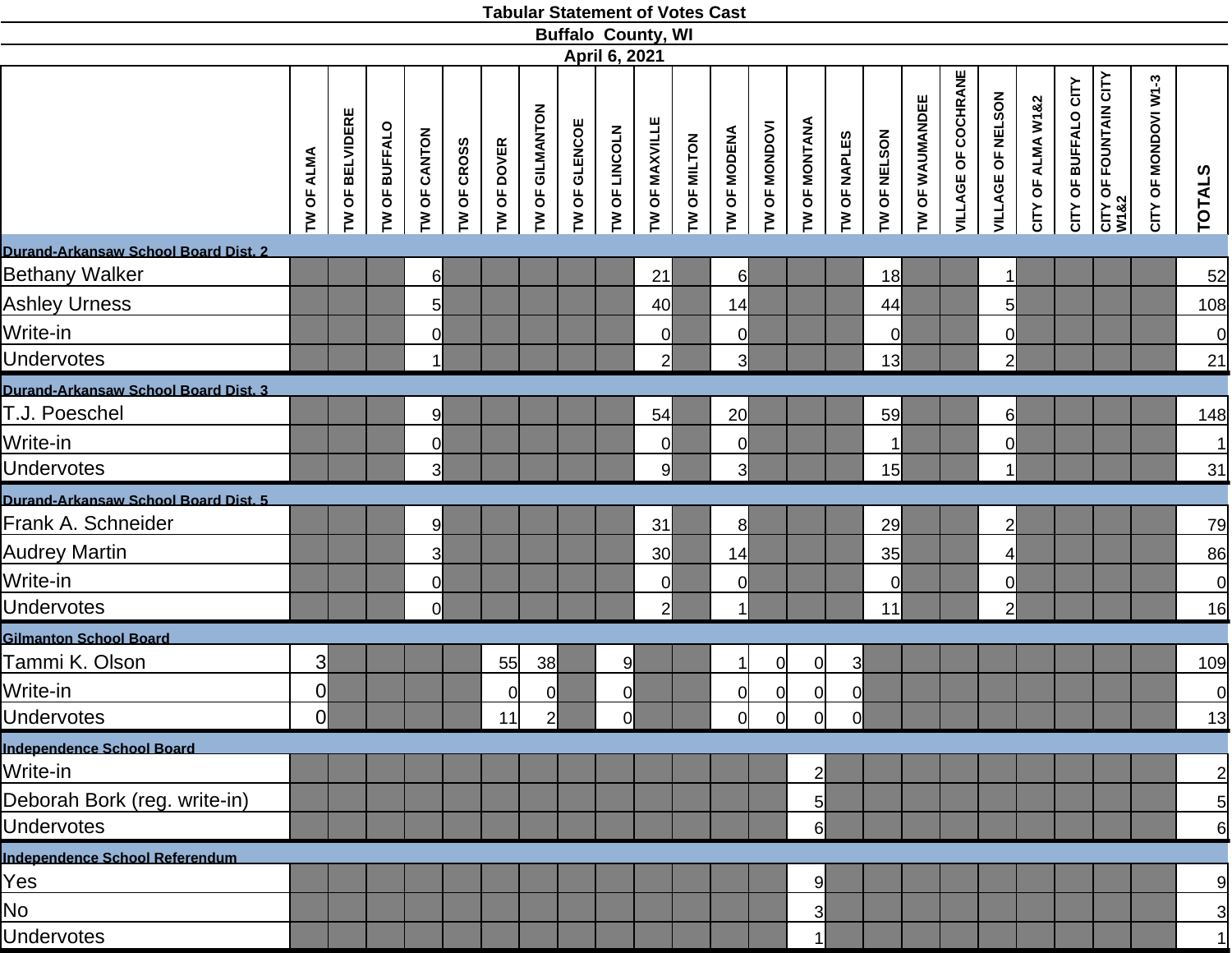# Tabular Statement of Votes Cast

## Buffalo County, WI

### April 6, 2021

| | TW OF ALMA | TW OF BELVIDERE | TW OF BUFFALO | TW OF CANTON | TW OF CROSS | TW OF DOVER | TW OF GILMANTON | TW OF GLENCOE | TW OF LINCOLN | TW OF MAXVILLE | TW OF MILTON | TW OF MODENA | TW OF MONDOVI | TW OF MONTANA | TW OF NAPLES | TW OF NELSON | TW OF WAUMANDEE | VILLAGE OF COCHRANE | VILLAGE OF NELSON | CITY OF ALMA W1&2 | CITY OF BUFFALO CITY | CITY OF FOUNTAIN CITY W1&2 | CITY OF MONDOVI W1-3 | TOTALS |
|---|---|---|---|---|---|---|---|---|---|---|---|---|---|---|---|---|---|---|---|---|---|---|---|---|
| **Durand-Arkansaw School Board Dist. 2** | | | | | | | | | | | | | | | | | | | | | | | | |
| Bethany Walker | | | | 6 | | | | | | 21 | | 6 | | | | 18 | | | 1 | | | | | 52 |
| Ashley Urness | | | | 5 | | | | | | 40 | | 14 | | | | 44 | | | 5 | | | | | 108 |
| Write-in | | | | 0 | | | | | | 0 | | 0 | | | | 0 | | | 0 | | | | | 0 |
| Undervotes | | | | 1 | | | | | | 2 | | 3 | | | | 13 | | | 2 | | | | | 21 |
| **Durand-Arkansaw School Board Dist. 3** | | | | | | | | | | | | | | | | | | | | | | | | |
| T.J. Poeschel | | | | 9 | | | | | | 54 | | 20 | | | | 59 | | | 6 | | | | | 148 |
| Write-in | | | | 0 | | | | | | 0 | | 0 | | | | 1 | | | 0 | | | | | 1 |
| Undervotes | | | | 3 | | | | | | 9 | | 3 | | | | 15 | | | 1 | | | | | 31 |
| **Durand-Arkansaw School Board Dist. 5** | | | | | | | | | | | | | | | | | | | | | | | | |
| Frank A. Schneider | | | | 9 | | | | | | 31 | | 8 | | | | 29 | | | 2 | | | | | 79 |
| Audrey Martin | | | | 3 | | | | | | 30 | | 14 | | | | 35 | | | 4 | | | | | 86 |
| Write-in | | | | 0 | | | | | | 0 | | 0 | | | | 0 | | | 0 | | | | | 0 |
| Undervotes | | | | 0 | | | | | | 2 | | 1 | | | | 11 | | | 2 | | | | | 16 |
| **Gilmanton School Board** | | | | | | | | | | | | | | | | | | | | | | | | |
| Tammi K. Olson | 3 | | | | | 55 | 38 | | 9 | | | 1 | 0 | 0 | 3 | | | | | | | | | 109 |
| Write-in | 0 | | | | | 0 | 0 | | 0 | | | 0 | 0 | 0 | 0 | | | | | | | | | 0 |
| Undervotes | 0 | | | | | 11 | 2 | | 0 | | | 0 | 0 | 0 | 0 | | | | | | | | | 13 |
| **Independence School Board** | | | | | | | | | | | | | | | | | | | | | | | | |
| Write-in | | | | | | | | | | | | | | 2 | | | | | | | | | | 2 |
| Deborah Bork (reg. write-in) | | | | | | | | | | | | | | 5 | | | | | | | | | | 5 |
| Undervotes | | | | | | | | | | | | | | 6 | | | | | | | | | | 6 |
| **Independence School Referendum** | | | | | | | | | | | | | | | | | | | | | | | | |
| Yes | | | | | | | | | | | | | | 9 | | | | | | | | | | 9 |
| No | | | | | | | | | | | | | | 3 | | | | | | | | | | 3 |
| Undervotes | | | | | | | | | | | | | | 1 | | | | | | | | | | 1 |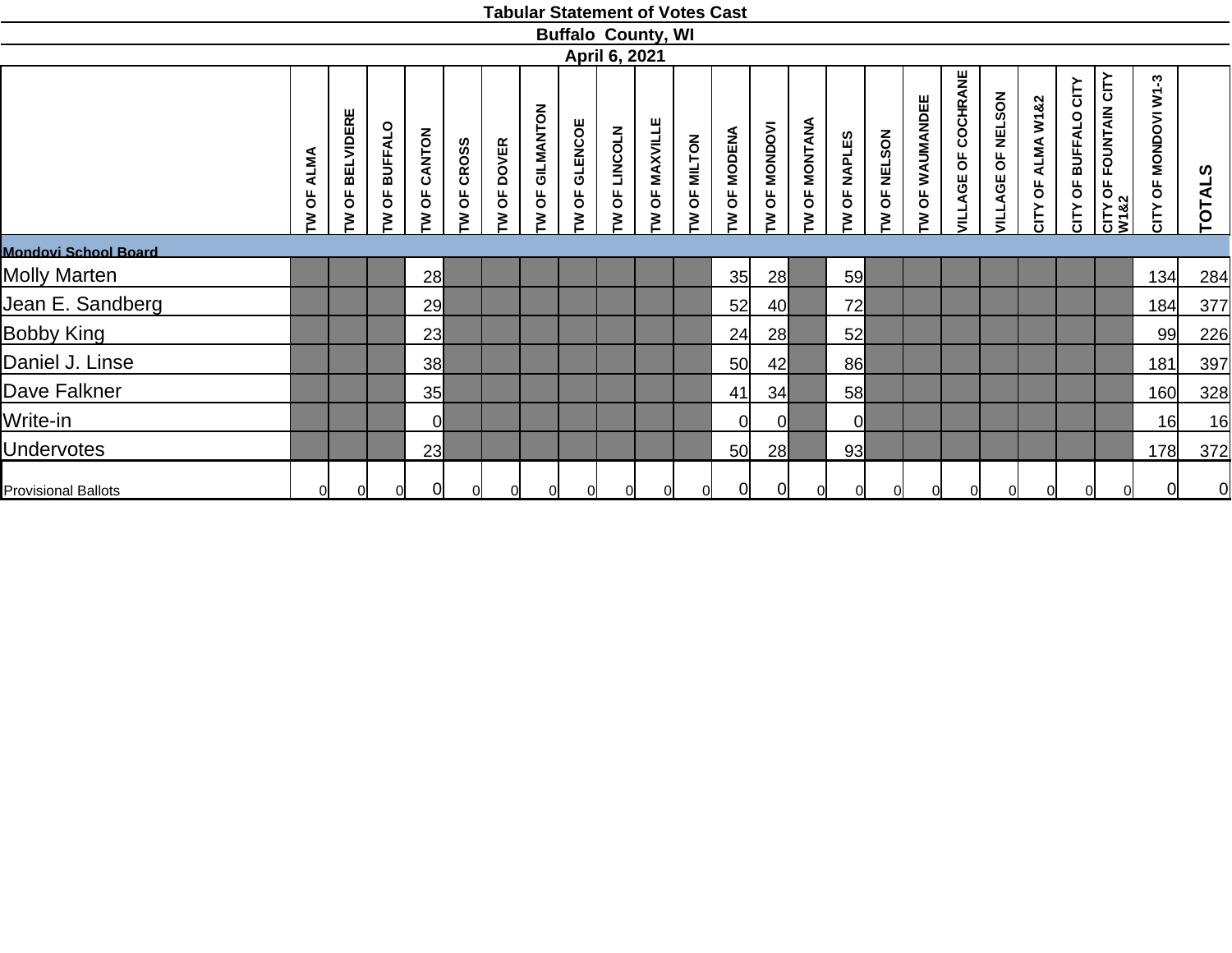**Tabular Statement of Votes Cast**

**Buffalo County, WI**

**April 6, 2021**

| | TW OF ALMA | TW OF BELVIDERE | TW OF BUFFALO | TW OF CANTON | TW OF CROSS | TW OF DOVER | TW OF GILMANTON | TW OF GLENCOE | TW OF LINCOLN | TW OF MAXVILLE | TW OF MILTON | TW OF MODENA | TW OF MONDOVI | TW OF MONTANA | TW OF NAPLES | TW OF NELSON | TW OF WAUMANDEE | VILLAGE OF COCHRANE | VILLAGE OF NELSON | CITY OF ALMA W1&2 | CITY OF BUFFALO CITY | CITY OF FOUNTAIN CITY W1&2 | CITY OF MONDOVI W1-3 | TOTALS |
|---|---|---|---|---|---|---|---|---|---|---|---|---|---|---|---|---|---|---|---|---|---|---|---|---|
| **Mondovi School Board** | | | | | | | | | | | | | | | | | | | | | | | | |
| Molly Marten | | | | 28 | | | | | | | | 35 | 28 | | 59 | | | | | | | | 134 | 284 |
| Jean E. Sandberg | | | | 29 | | | | | | | | 52 | 40 | | 72 | | | | | | | | 184 | 377 |
| Bobby King | | | | 23 | | | | | | | | 24 | 28 | | 52 | | | | | | | | 99 | 226 |
| Daniel J. Linse | | | | 38 | | | | | | | | 50 | 42 | | 86 | | | | | | | | 181 | 397 |
| Dave Falkner | | | | 35 | | | | | | | | 41 | 34 | | 58 | | | | | | | | 160 | 328 |
| Write-in | | | | 0 | | | | | | | | 0 | 0 | | 0 | | | | | | | | 16 | 16 |
| Undervotes | | | | 23 | | | | | | | | 50 | 28 | | 93 | | | | | | | | 178 | 372 |
| Provisional Ballots | 0 | 0 | 0 | 0 | 0 | 0 | 0 | 0 | 0 | 0 | 0 | 0 | 0 | 0 | 0 | 0 | 0 | 0 | 0 | 0 | 0 | 0 | 0 | 0 |